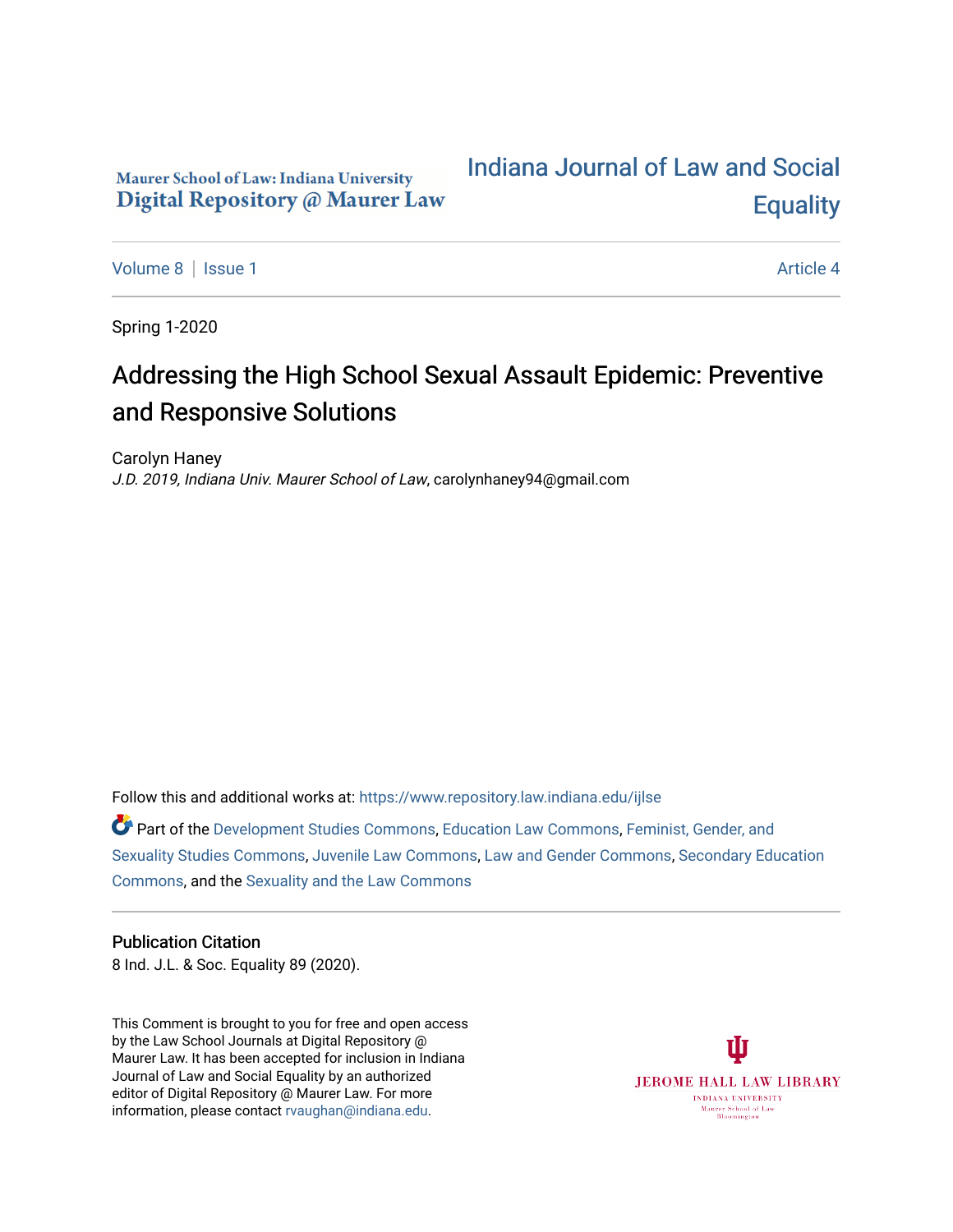Maurer School of Law: Indiana University
Digital Repository @ Maurer Law

# Indiana Journal of Law and Social Equality

Volume 8 | Issue 1

Article 4

Spring 1-2020

## Addressing the High School Sexual Assault Epidemic: Preventive and Responsive Solutions

Carolyn Haney
*J.D. 2019, Indiana Univ. Maurer School of Law*, carolynhaney94@gmail.com

Follow this and additional works at: https://www.repository.law.indiana.edu/ijlse

Part of the Development Studies Commons, Education Law Commons, Feminist, Gender, and Sexuality Studies Commons, Juvenile Law Commons, Law and Gender Commons, Secondary Education Commons, and the Sexuality and the Law Commons

### Publication Citation

8 Ind. J.L. & Soc. Equality 89 (2020).

This Comment is brought to you for free and open access by the Law School Journals at Digital Repository @ Maurer Law. It has been accepted for inclusion in Indiana Journal of Law and Social Equality by an authorized editor of Digital Repository @ Maurer Law. For more information, please contact rvaughan@indiana.edu.

JEROME HALL LAW LIBRARY
INDIANA UNIVERSITY
Maurer School of Law
Bloomington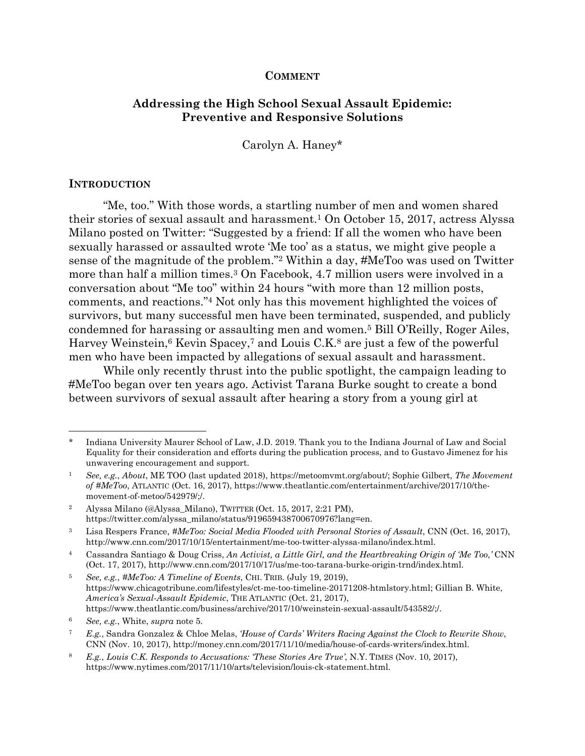**COMMENT**

# Addressing the High School Sexual Assault Epidemic: Preventive and Responsive Solutions

Carolyn A. Haney*

## INTRODUCTION

"Me, too." With those words, a startling number of men and women shared their stories of sexual assault and harassment.[1] On October 15, 2017, actress Alyssa Milano posted on Twitter: "Suggested by a friend: If all the women who have been sexually harassed or assaulted wrote 'Me too' as a status, we might give people a sense of the magnitude of the problem."[2] Within a day, #MeToo was used on Twitter more than half a million times.[3] On Facebook, 4.7 million users were involved in a conversation about "Me too" within 24 hours "with more than 12 million posts, comments, and reactions."[4] Not only has this movement highlighted the voices of survivors, but many successful men have been terminated, suspended, and publicly condemned for harassing or assaulting men and women.[5] Bill O'Reilly, Roger Ailes, Harvey Weinstein,[6] Kevin Spacey,[7] and Louis C.K.[8] are just a few of the powerful men who have been impacted by allegations of sexual assault and harassment.

While only recently thrust into the public spotlight, the campaign leading to #MeToo began over ten years ago. Activist Tarana Burke sought to create a bond between survivors of sexual assault after hearing a story from a young girl at

---

\* Indiana University Maurer School of Law, J.D. 2019. Thank you to the Indiana Journal of Law and Social Equality for their consideration and efforts during the publication process, and to Gustavo Jimenez for his unwavering encouragement and support.

[1] *See, e.g.*, *About*, ME TOO (last updated 2018), https://metoomvmt.org/about/; Sophie Gilbert, *The Movement of #MeToo*, ATLANTIC (Oct. 16, 2017), https://www.theatlantic.com/entertainment/archive/2017/10/the-movement-of-metoo/542979/;/.

[2] Alyssa Milano (@Alyssa_Milano), TWITTER (Oct. 15, 2017, 2:21 PM), https://twitter.com/alyssa_milano/status/919659438700670976?lang=en.

[3] Lisa Respers France, *#MeToo: Social Media Flooded with Personal Stories of Assault*, CNN (Oct. 16, 2017), http://www.cnn.com/2017/10/15/entertainment/me-too-twitter-alyssa-milano/index.html.

[4] Cassandra Santiago & Doug Criss, *An Activist, a Little Girl, and the Heartbreaking Origin of 'Me Too,'* CNN (Oct. 17, 2017), http://www.cnn.com/2017/10/17/us/me-too-tarana-burke-origin-trnd/index.html.

[5] *See, e.g.*, *#MeToo: A Timeline of Events*, CHI. TRIB. (July 19, 2019), https://www.chicagotribune.com/lifestyles/ct-me-too-timeline-20171208-htmlstory.html; Gillian B. White, *America's Sexual-Assault Epidemic*, THE ATLANTIC (Oct. 21, 2017), https://www.theatlantic.com/business/archive/2017/10/weinstein-sexual-assault/543582/;/.

[6] *See, e.g.*, White, *supra* note 5.

[7] *E.g.*, Sandra Gonzalez & Chloe Melas, *'House of Cards' Writers Racing Against the Clock to Rewrite Show*, CNN (Nov. 10, 2017), http://money.cnn.com/2017/11/10/media/house-of-cards-writers/index.html.

[8] *E.g.*, *Louis C.K. Responds to Accusations: 'These Stories Are True'*, N.Y. TIMES (Nov. 10, 2017), https://www.nytimes.com/2017/11/10/arts/television/louis-ck-statement.html.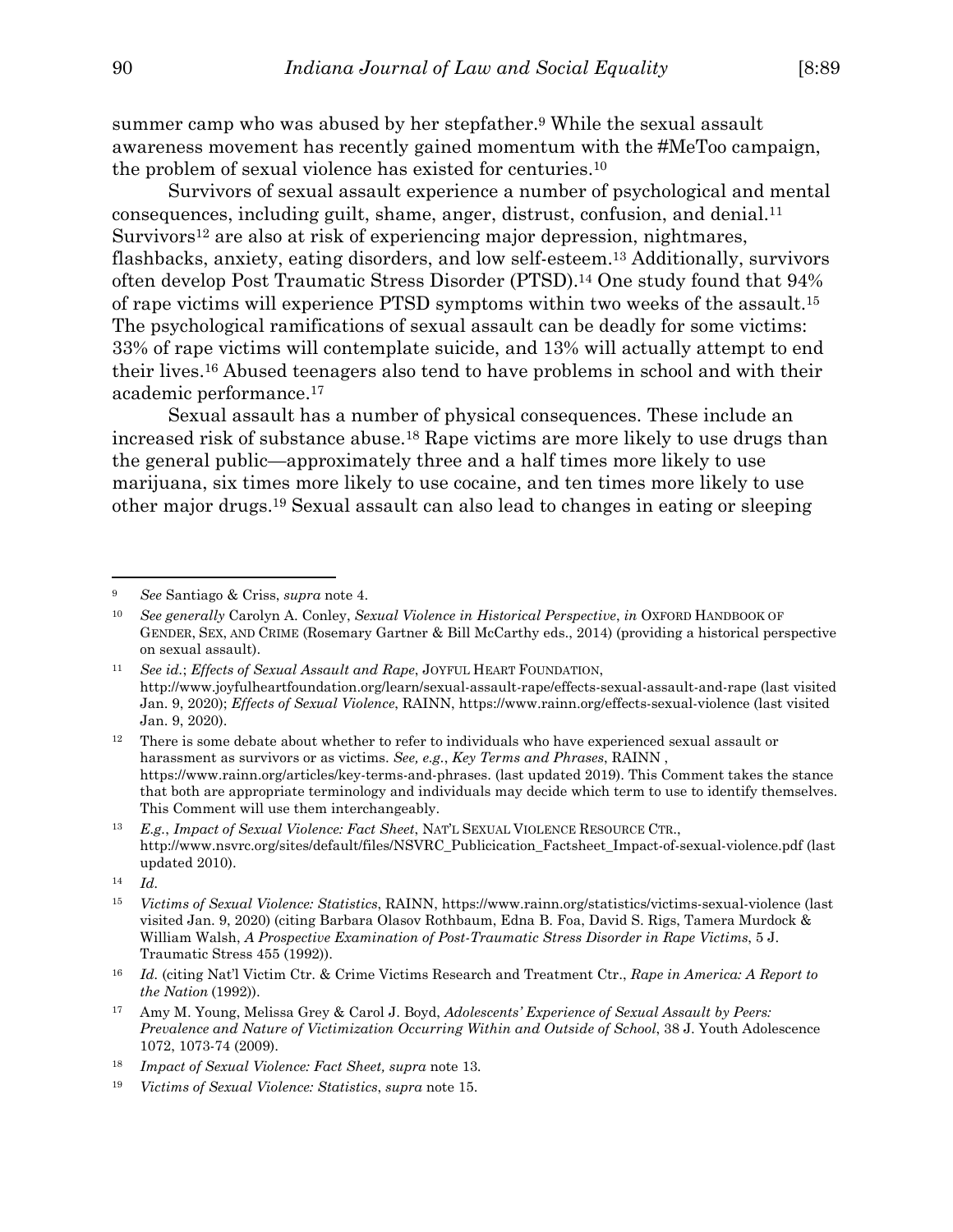summer camp who was abused by her stepfather.[9] While the sexual assault awareness movement has recently gained momentum with the #MeToo campaign, the problem of sexual violence has existed for centuries.[10]

Survivors of sexual assault experience a number of psychological and mental consequences, including guilt, shame, anger, distrust, confusion, and denial.[11] Survivors[12] are also at risk of experiencing major depression, nightmares, flashbacks, anxiety, eating disorders, and low self-esteem.[13] Additionally, survivors often develop Post Traumatic Stress Disorder (PTSD).[14] One study found that 94% of rape victims will experience PTSD symptoms within two weeks of the assault.[15] The psychological ramifications of sexual assault can be deadly for some victims: 33% of rape victims will contemplate suicide, and 13% will actually attempt to end their lives.[16] Abused teenagers also tend to have problems in school and with their academic performance.[17]

Sexual assault has a number of physical consequences. These include an increased risk of substance abuse.[18] Rape victims are more likely to use drugs than the general public—approximately three and a half times more likely to use marijuana, six times more likely to use cocaine, and ten times more likely to use other major drugs.[19] Sexual assault can also lead to changes in eating or sleeping

---

[9] *See* Santiago & Criss, *supra* note 4.

[10] *See generally* Carolyn A. Conley, *Sexual Violence in Historical Perspective*, *in* OXFORD HANDBOOK OF GENDER, SEX, AND CRIME (Rosemary Gartner & Bill McCarthy eds., 2014) (providing a historical perspective on sexual assault).

[11] *See id.*; *Effects of Sexual Assault and Rape*, JOYFUL HEART FOUNDATION, http://www.joyfulheartfoundation.org/learn/sexual-assault-rape/effects-sexual-assault-and-rape (last visited Jan. 9, 2020); *Effects of Sexual Violence*, RAINN, https://www.rainn.org/effects-sexual-violence (last visited Jan. 9, 2020).

[12] There is some debate about whether to refer to individuals who have experienced sexual assault or harassment as survivors or as victims. *See, e.g.*, *Key Terms and Phrases*, RAINN , https://www.rainn.org/articles/key-terms-and-phrases. (last updated 2019). This Comment takes the stance that both are appropriate terminology and individuals may decide which term to use to identify themselves. This Comment will use them interchangeably.

[13] *E.g.*, *Impact of Sexual Violence: Fact Sheet*, NAT'L SEXUAL VIOLENCE RESOURCE CTR., http://www.nsvrc.org/sites/default/files/NSVRC_Publicication_Factsheet_Impact-of-sexual-violence.pdf (last updated 2010).

[14] *Id.*

[15] *Victims of Sexual Violence: Statistics*, RAINN, https://www.rainn.org/statistics/victims-sexual-violence (last visited Jan. 9, 2020) (citing Barbara Olasov Rothbaum, Edna B. Foa, David S. Rigs, Tamera Murdock & William Walsh, *A Prospective Examination of Post-Traumatic Stress Disorder in Rape Victims*, 5 J. Traumatic Stress 455 (1992)).

[16] *Id.* (citing Nat'l Victim Ctr. & Crime Victims Research and Treatment Ctr., *Rape in America: A Report to the Nation* (1992)).

[17] Amy M. Young, Melissa Grey & Carol J. Boyd, *Adolescents' Experience of Sexual Assault by Peers: Prevalence and Nature of Victimization Occurring Within and Outside of School*, 38 J. Youth Adolescence 1072, 1073-74 (2009).

[18] *Impact of Sexual Violence: Fact Sheet, supra* note 13.

[19] *Victims of Sexual Violence: Statistics*, *supra* note 15.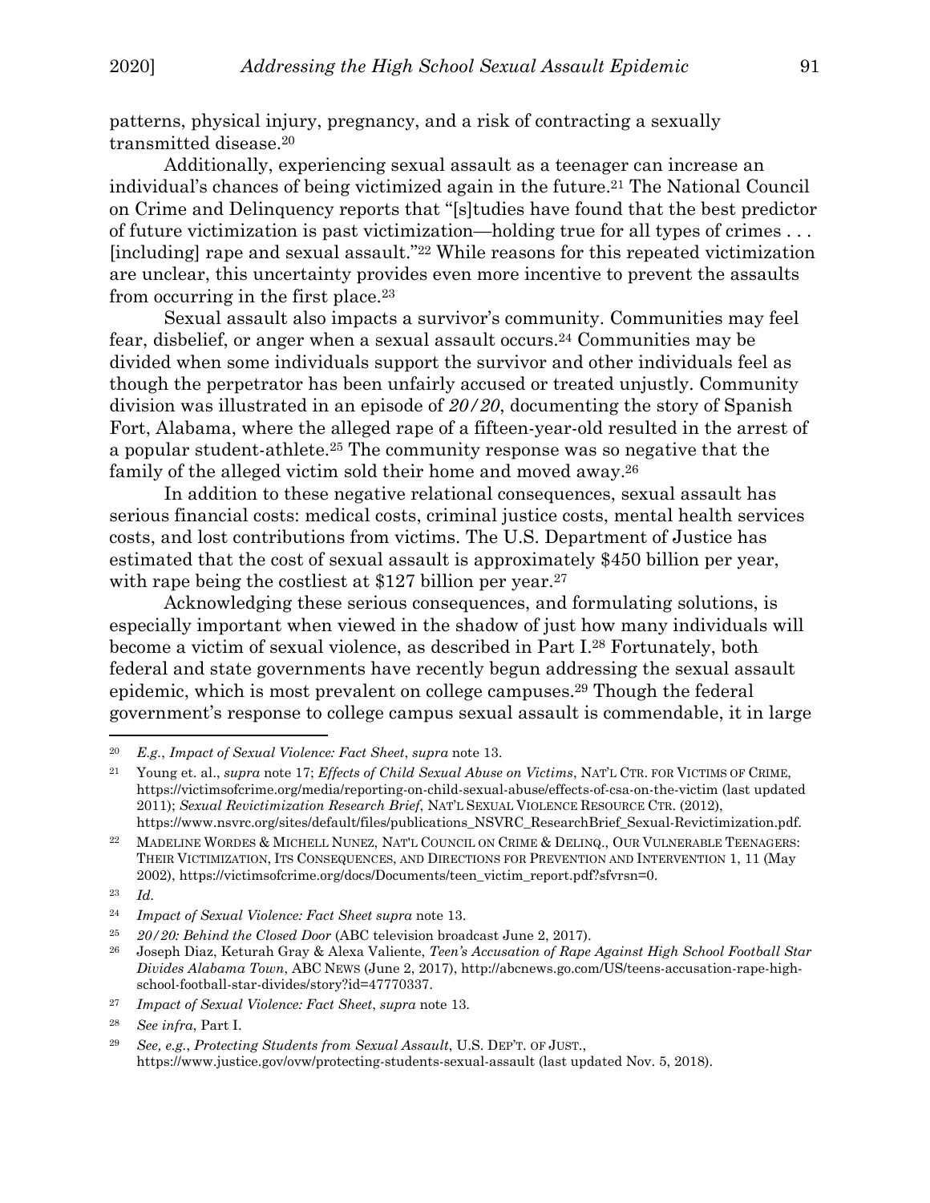patterns, physical injury, pregnancy, and a risk of contracting a sexually transmitted disease.[20]

Additionally, experiencing sexual assault as a teenager can increase an individual's chances of being victimized again in the future.[21] The National Council on Crime and Delinquency reports that "[s]tudies have found that the best predictor of future victimization is past victimization—holding true for all types of crimes . . . [including] rape and sexual assault."[22] While reasons for this repeated victimization are unclear, this uncertainty provides even more incentive to prevent the assaults from occurring in the first place.[23]

Sexual assault also impacts a survivor's community. Communities may feel fear, disbelief, or anger when a sexual assault occurs.[24] Communities may be divided when some individuals support the survivor and other individuals feel as though the perpetrator has been unfairly accused or treated unjustly. Community division was illustrated in an episode of *20/20*, documenting the story of Spanish Fort, Alabama, where the alleged rape of a fifteen-year-old resulted in the arrest of a popular student-athlete.[25] The community response was so negative that the family of the alleged victim sold their home and moved away.[26]

In addition to these negative relational consequences, sexual assault has serious financial costs: medical costs, criminal justice costs, mental health services costs, and lost contributions from victims. The U.S. Department of Justice has estimated that the cost of sexual assault is approximately $450 billion per year, with rape being the costliest at $127 billion per year.[27]

Acknowledging these serious consequences, and formulating solutions, is especially important when viewed in the shadow of just how many individuals will become a victim of sexual violence, as described in Part I.[28] Fortunately, both federal and state governments have recently begun addressing the sexual assault epidemic, which is most prevalent on college campuses.[29] Though the federal government's response to college campus sexual assault is commendable, it in large

---

[20] *E.g.*, *Impact of Sexual Violence: Fact Sheet*, *supra* note 13.

[21] Young et. al., *supra* note 17; *Effects of Child Sexual Abuse on Victims*, NAT'L CTR. FOR VICTIMS OF CRIME, https://victimsofcrime.org/media/reporting-on-child-sexual-abuse/effects-of-csa-on-the-victim (last updated 2011); *Sexual Revictimization Research Brief*, NAT'L SEXUAL VIOLENCE RESOURCE CTR. (2012), https://www.nsvrc.org/sites/default/files/publications_NSVRC_ResearchBrief_Sexual-Revictimization.pdf.

[22] MADELINE WORDES & MICHELL NUNEZ, NAT'L COUNCIL ON CRIME & DELINQ., OUR VULNERABLE TEENAGERS: THEIR VICTIMIZATION, ITS CONSEQUENCES, AND DIRECTIONS FOR PREVENTION AND INTERVENTION 1, 11 (May 2002), https://victimsofcrime.org/docs/Documents/teen_victim_report.pdf?sfvrsn=0.

[23] *Id*.

[24] *Impact of Sexual Violence: Fact Sheet supra* note 13.

[25] *20/20: Behind the Closed Door* (ABC television broadcast June 2, 2017).

[26] Joseph Diaz, Keturah Gray & Alexa Valiente, *Teen's Accusation of Rape Against High School Football Star Divides Alabama Town*, ABC NEWS (June 2, 2017), http://abcnews.go.com/US/teens-accusation-rape-high-school-football-star-divides/story?id=47770337.

[27] *Impact of Sexual Violence: Fact Sheet*, *supra* note 13.

[28] *See infra*, Part I.

[29] *See, e.g.*, *Protecting Students from Sexual Assault*, U.S. DEP'T. OF JUST., https://www.justice.gov/ovw/protecting-students-sexual-assault (last updated Nov. 5, 2018).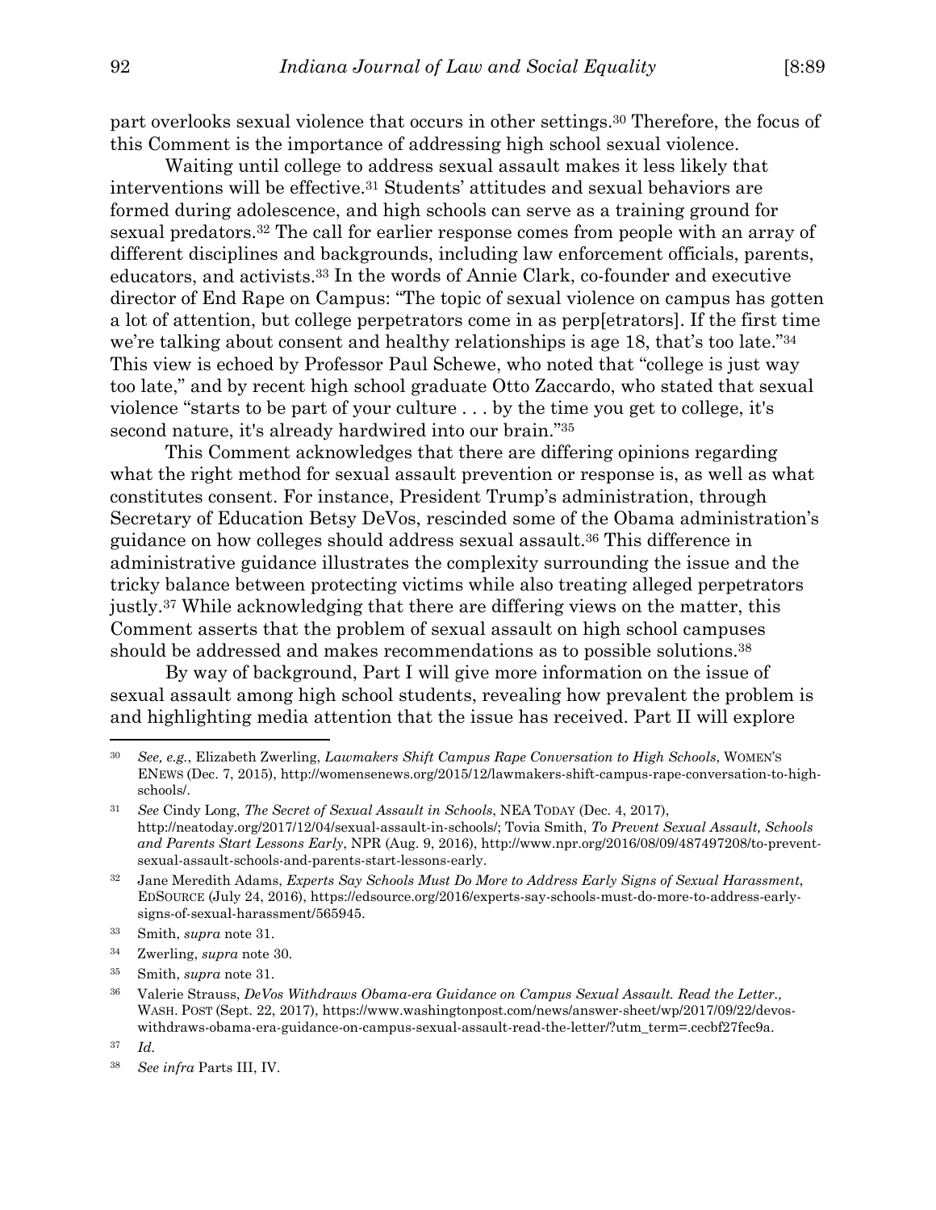part overlooks sexual violence that occurs in other settings.[30] Therefore, the focus of this Comment is the importance of addressing high school sexual violence.

Waiting until college to address sexual assault makes it less likely that interventions will be effective.[31] Students' attitudes and sexual behaviors are formed during adolescence, and high schools can serve as a training ground for sexual predators.[32] The call for earlier response comes from people with an array of different disciplines and backgrounds, including law enforcement officials, parents, educators, and activists.[33] In the words of Annie Clark, co-founder and executive director of End Rape on Campus: "The topic of sexual violence on campus has gotten a lot of attention, but college perpetrators come in as perp[etrators]. If the first time we're talking about consent and healthy relationships is age 18, that's too late."[34] This view is echoed by Professor Paul Schewe, who noted that "college is just way too late," and by recent high school graduate Otto Zaccardo, who stated that sexual violence "starts to be part of your culture . . . by the time you get to college, it's second nature, it's already hardwired into our brain."[35]

This Comment acknowledges that there are differing opinions regarding what the right method for sexual assault prevention or response is, as well as what constitutes consent. For instance, President Trump's administration, through Secretary of Education Betsy DeVos, rescinded some of the Obama administration's guidance on how colleges should address sexual assault.[36] This difference in administrative guidance illustrates the complexity surrounding the issue and the tricky balance between protecting victims while also treating alleged perpetrators justly.[37] While acknowledging that there are differing views on the matter, this Comment asserts that the problem of sexual assault on high school campuses should be addressed and makes recommendations as to possible solutions.[38]

By way of background, Part I will give more information on the issue of sexual assault among high school students, revealing how prevalent the problem is and highlighting media attention that the issue has received. Part II will explore

---

[30] *See, e.g.*, Elizabeth Zwerling, *Lawmakers Shift Campus Rape Conversation to High Schools*, WOMEN'S ENEWS (Dec. 7, 2015), http://womensenews.org/2015/12/lawmakers-shift-campus-rape-conversation-to-high-schools/.

[31] *See* Cindy Long, *The Secret of Sexual Assault in Schools*, NEA TODAY (Dec. 4, 2017), http://neatoday.org/2017/12/04/sexual-assault-in-schools/; Tovia Smith, *To Prevent Sexual Assault, Schools and Parents Start Lessons Early*, NPR (Aug. 9, 2016), http://www.npr.org/2016/08/09/487497208/to-prevent-sexual-assault-schools-and-parents-start-lessons-early.

[32] Jane Meredith Adams, *Experts Say Schools Must Do More to Address Early Signs of Sexual Harassment*, EDSOURCE (July 24, 2016), https://edsource.org/2016/experts-say-schools-must-do-more-to-address-early-signs-of-sexual-harassment/565945.

[33] Smith, *supra* note 31.

[34] Zwerling, *supra* note 30.

[35] Smith, *supra* note 31.

[36] Valerie Strauss, *DeVos Withdraws Obama-era Guidance on Campus Sexual Assault. Read the Letter.*, WASH. POST (Sept. 22, 2017), https://www.washingtonpost.com/news/answer-sheet/wp/2017/09/22/devos-withdraws-obama-era-guidance-on-campus-sexual-assault-read-the-letter/?utm_term=.cecbf27fec9a.

[37] *Id.*

[38] *See infra* Parts III, IV.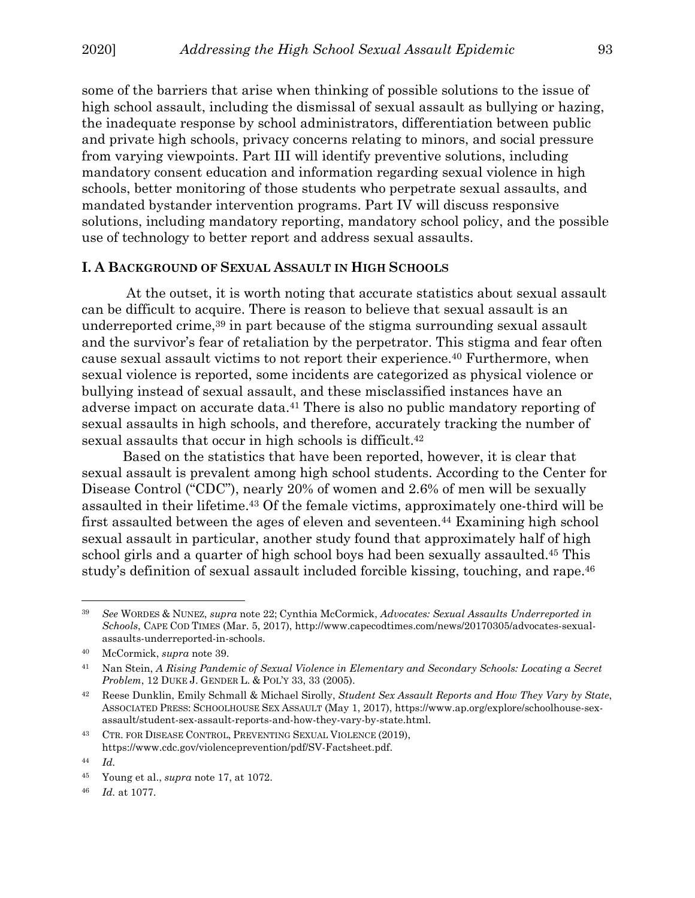some of the barriers that arise when thinking of possible solutions to the issue of high school assault, including the dismissal of sexual assault as bullying or hazing, the inadequate response by school administrators, differentiation between public and private high schools, privacy concerns relating to minors, and social pressure from varying viewpoints. Part III will identify preventive solutions, including mandatory consent education and information regarding sexual violence in high schools, better monitoring of those students who perpetrate sexual assaults, and mandated bystander intervention programs. Part IV will discuss responsive solutions, including mandatory reporting, mandatory school policy, and the possible use of technology to better report and address sexual assaults.

## I. A Background of Sexual Assault in High Schools

At the outset, it is worth noting that accurate statistics about sexual assault can be difficult to acquire. There is reason to believe that sexual assault is an underreported crime,[39] in part because of the stigma surrounding sexual assault and the survivor's fear of retaliation by the perpetrator. This stigma and fear often cause sexual assault victims to not report their experience.[40] Furthermore, when sexual violence is reported, some incidents are categorized as physical violence or bullying instead of sexual assault, and these misclassified instances have an adverse impact on accurate data.[41] There is also no public mandatory reporting of sexual assaults in high schools, and therefore, accurately tracking the number of sexual assaults that occur in high schools is difficult.[42]

Based on the statistics that have been reported, however, it is clear that sexual assault is prevalent among high school students. According to the Center for Disease Control ("CDC"), nearly 20% of women and 2.6% of men will be sexually assaulted in their lifetime.[43] Of the female victims, approximately one-third will be first assaulted between the ages of eleven and seventeen.[44] Examining high school sexual assault in particular, another study found that approximately half of high school girls and a quarter of high school boys had been sexually assaulted.[45] This study's definition of sexual assault included forcible kissing, touching, and rape.[46]

---

[39] *See* Wordes & Nunez, *supra* note 22; Cynthia McCormick, *Advocates: Sexual Assaults Underreported in Schools*, Cape Cod Times (Mar. 5, 2017), http://www.capecodtimes.com/news/20170305/advocates-sexual-assaults-underreported-in-schools.

[40] McCormick, *supra* note 39.

[41] Nan Stein, *A Rising Pandemic of Sexual Violence in Elementary and Secondary Schools: Locating a Secret Problem*, 12 Duke J. Gender L. & Pol'y 33, 33 (2005).

[42] Reese Dunklin, Emily Schmall & Michael Sirolly, *Student Sex Assault Reports and How They Vary by State*, Associated Press: Schoolhouse Sex Assault (May 1, 2017), https://www.ap.org/explore/schoolhouse-sex-assault/student-sex-assault-reports-and-how-they-vary-by-state.html.

[43] Ctr. for Disease Control, Preventing Sexual Violence (2019), https://www.cdc.gov/violenceprevention/pdf/SV-Factsheet.pdf.

[44] *Id.*

[45] Young et al., *supra* note 17, at 1072.

[46] *Id.* at 1077.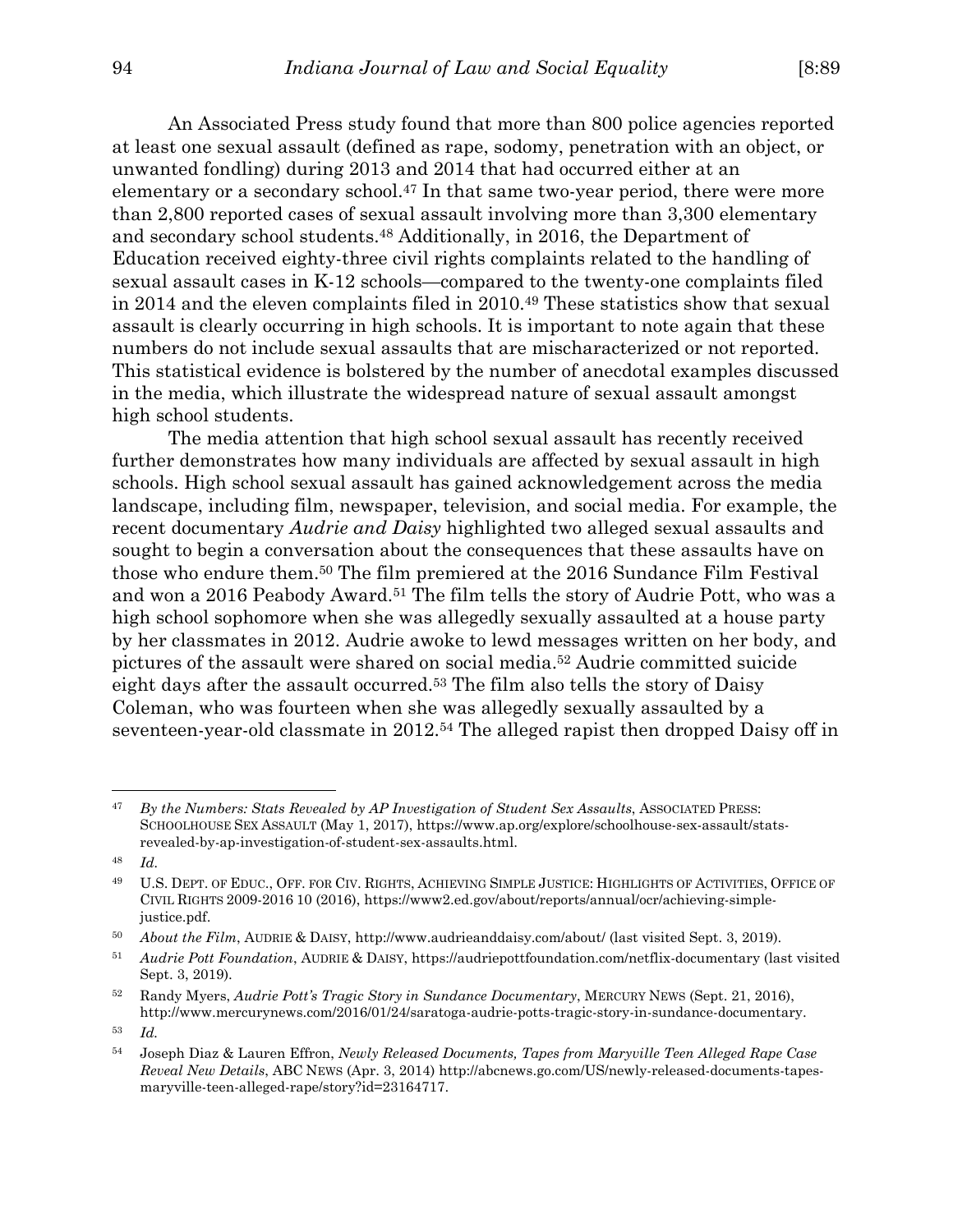An Associated Press study found that more than 800 police agencies reported at least one sexual assault (defined as rape, sodomy, penetration with an object, or unwanted fondling) during 2013 and 2014 that had occurred either at an elementary or a secondary school.[47] In that same two-year period, there were more than 2,800 reported cases of sexual assault involving more than 3,300 elementary and secondary school students.[48] Additionally, in 2016, the Department of Education received eighty-three civil rights complaints related to the handling of sexual assault cases in K-12 schools—compared to the twenty-one complaints filed in 2014 and the eleven complaints filed in 2010.[49] These statistics show that sexual assault is clearly occurring in high schools. It is important to note again that these numbers do not include sexual assaults that are mischaracterized or not reported. This statistical evidence is bolstered by the number of anecdotal examples discussed in the media, which illustrate the widespread nature of sexual assault amongst high school students.

The media attention that high school sexual assault has recently received further demonstrates how many individuals are affected by sexual assault in high schools. High school sexual assault has gained acknowledgement across the media landscape, including film, newspaper, television, and social media. For example, the recent documentary *Audrie and Daisy* highlighted two alleged sexual assaults and sought to begin a conversation about the consequences that these assaults have on those who endure them.[50] The film premiered at the 2016 Sundance Film Festival and won a 2016 Peabody Award.[51] The film tells the story of Audrie Pott, who was a high school sophomore when she was allegedly sexually assaulted at a house party by her classmates in 2012. Audrie awoke to lewd messages written on her body, and pictures of the assault were shared on social media.[52] Audrie committed suicide eight days after the assault occurred.[53] The film also tells the story of Daisy Coleman, who was fourteen when she was allegedly sexually assaulted by a seventeen-year-old classmate in 2012.[54] The alleged rapist then dropped Daisy off in

---

[47] *By the Numbers: Stats Revealed by AP Investigation of Student Sex Assaults*, ASSOCIATED PRESS: SCHOOLHOUSE SEX ASSAULT (May 1, 2017), https://www.ap.org/explore/schoolhouse-sex-assault/stats-revealed-by-ap-investigation-of-student-sex-assaults.html.

[48] *Id.*

[49] U.S. DEPT. OF EDUC., OFF. FOR CIV. RIGHTS, ACHIEVING SIMPLE JUSTICE: HIGHLIGHTS OF ACTIVITIES, OFFICE OF CIVIL RIGHTS 2009-2016 10 (2016), https://www2.ed.gov/about/reports/annual/ocr/achieving-simple-justice.pdf.

[50] *About the Film*, AUDRIE & DAISY, http://www.audrieanddaisy.com/about/ (last visited Sept. 3, 2019).

[51] *Audrie Pott Foundation*, AUDRIE & DAISY, https://audriepottfoundation.com/netflix-documentary (last visited Sept. 3, 2019).

[52] Randy Myers, *Audrie Pott's Tragic Story in Sundance Documentary*, MERCURY NEWS (Sept. 21, 2016), http://www.mercurynews.com/2016/01/24/saratoga-audrie-potts-tragic-story-in-sundance-documentary.

[53] *Id.*

[54] Joseph Diaz & Lauren Effron, *Newly Released Documents, Tapes from Maryville Teen Alleged Rape Case Reveal New Details*, ABC NEWS (Apr. 3, 2014) http://abcnews.go.com/US/newly-released-documents-tapes-maryville-teen-alleged-rape/story?id=23164717.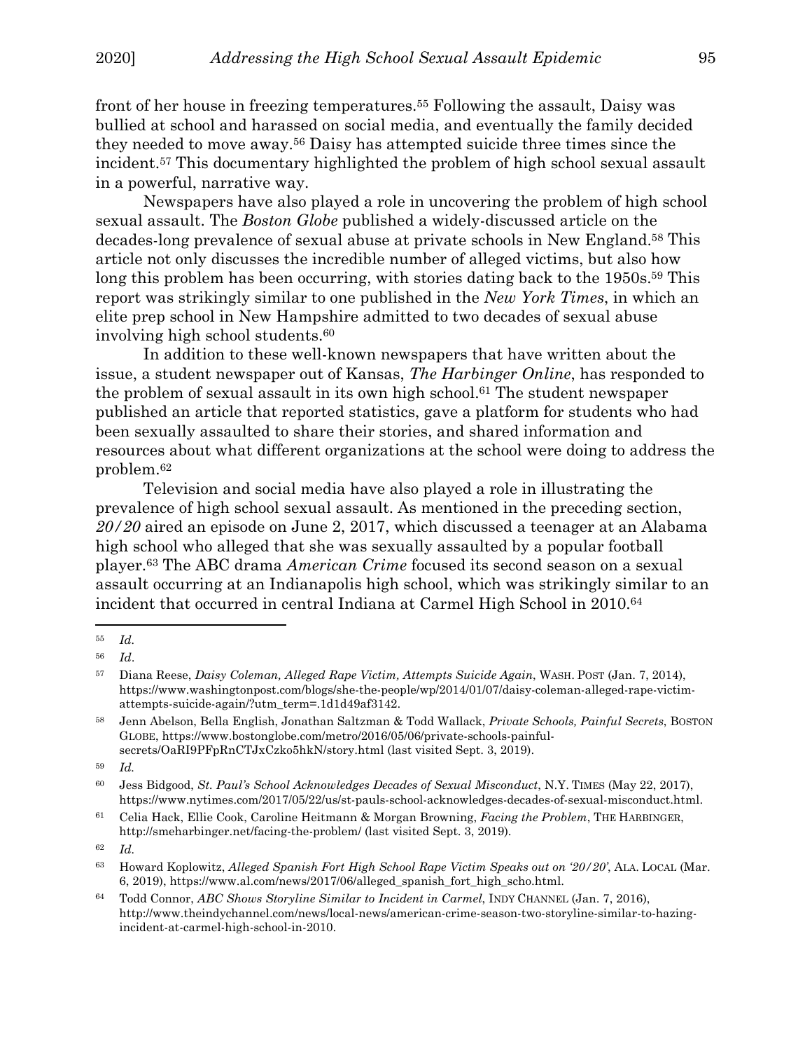front of her house in freezing temperatures.[55] Following the assault, Daisy was bullied at school and harassed on social media, and eventually the family decided they needed to move away.[56] Daisy has attempted suicide three times since the incident.[57] This documentary highlighted the problem of high school sexual assault in a powerful, narrative way.

Newspapers have also played a role in uncovering the problem of high school sexual assault. The *Boston Globe* published a widely-discussed article on the decades-long prevalence of sexual abuse at private schools in New England.[58] This article not only discusses the incredible number of alleged victims, but also how long this problem has been occurring, with stories dating back to the 1950s.[59] This report was strikingly similar to one published in the *New York Times*, in which an elite prep school in New Hampshire admitted to two decades of sexual abuse involving high school students.[60]

In addition to these well-known newspapers that have written about the issue, a student newspaper out of Kansas, *The Harbinger Online*, has responded to the problem of sexual assault in its own high school.[61] The student newspaper published an article that reported statistics, gave a platform for students who had been sexually assaulted to share their stories, and shared information and resources about what different organizations at the school were doing to address the problem.[62]

Television and social media have also played a role in illustrating the prevalence of high school sexual assault. As mentioned in the preceding section, *20/20* aired an episode on June 2, 2017, which discussed a teenager at an Alabama high school who alleged that she was sexually assaulted by a popular football player.[63] The ABC drama *American Crime* focused its second season on a sexual assault occurring at an Indianapolis high school, which was strikingly similar to an incident that occurred in central Indiana at Carmel High School in 2010.[64]

---

[55] *Id.*

[56] *Id*.

[57] Diana Reese, *Daisy Coleman, Alleged Rape Victim, Attempts Suicide Again*, WASH. POST (Jan. 7, 2014), https://www.washingtonpost.com/blogs/she-the-people/wp/2014/01/07/daisy-coleman-alleged-rape-victim-attempts-suicide-again/?utm_term=.1d1d49af3142.

[58] Jenn Abelson, Bella English, Jonathan Saltzman & Todd Wallack, *Private Schools, Painful Secrets*, BOSTON GLOBE, https://www.bostonglobe.com/metro/2016/05/06/private-schools-painful-secrets/OaRI9PFpRnCTJxCzko5hkN/story.html (last visited Sept. 3, 2019).

[59] *Id.*

[60] Jess Bidgood, *St. Paul's School Acknowledges Decades of Sexual Misconduct*, N.Y. TIMES (May 22, 2017), https://www.nytimes.com/2017/05/22/us/st-pauls-school-acknowledges-decades-of-sexual-misconduct.html.

[61] Celia Hack, Ellie Cook, Caroline Heitmann & Morgan Browning, *Facing the Problem*, THE HARBINGER, http://smeharbinger.net/facing-the-problem/ (last visited Sept. 3, 2019).

[62] *Id.*

[63] Howard Koplowitz, *Alleged Spanish Fort High School Rape Victim Speaks out on '20/20'*, ALA. LOCAL (Mar. 6, 2019), https://www.al.com/news/2017/06/alleged_spanish_fort_high_scho.html.

[64] Todd Connor, *ABC Shows Storyline Similar to Incident in Carmel*, INDY CHANNEL (Jan. 7, 2016), http://www.theindychannel.com/news/local-news/american-crime-season-two-storyline-similar-to-hazing-incident-at-carmel-high-school-in-2010.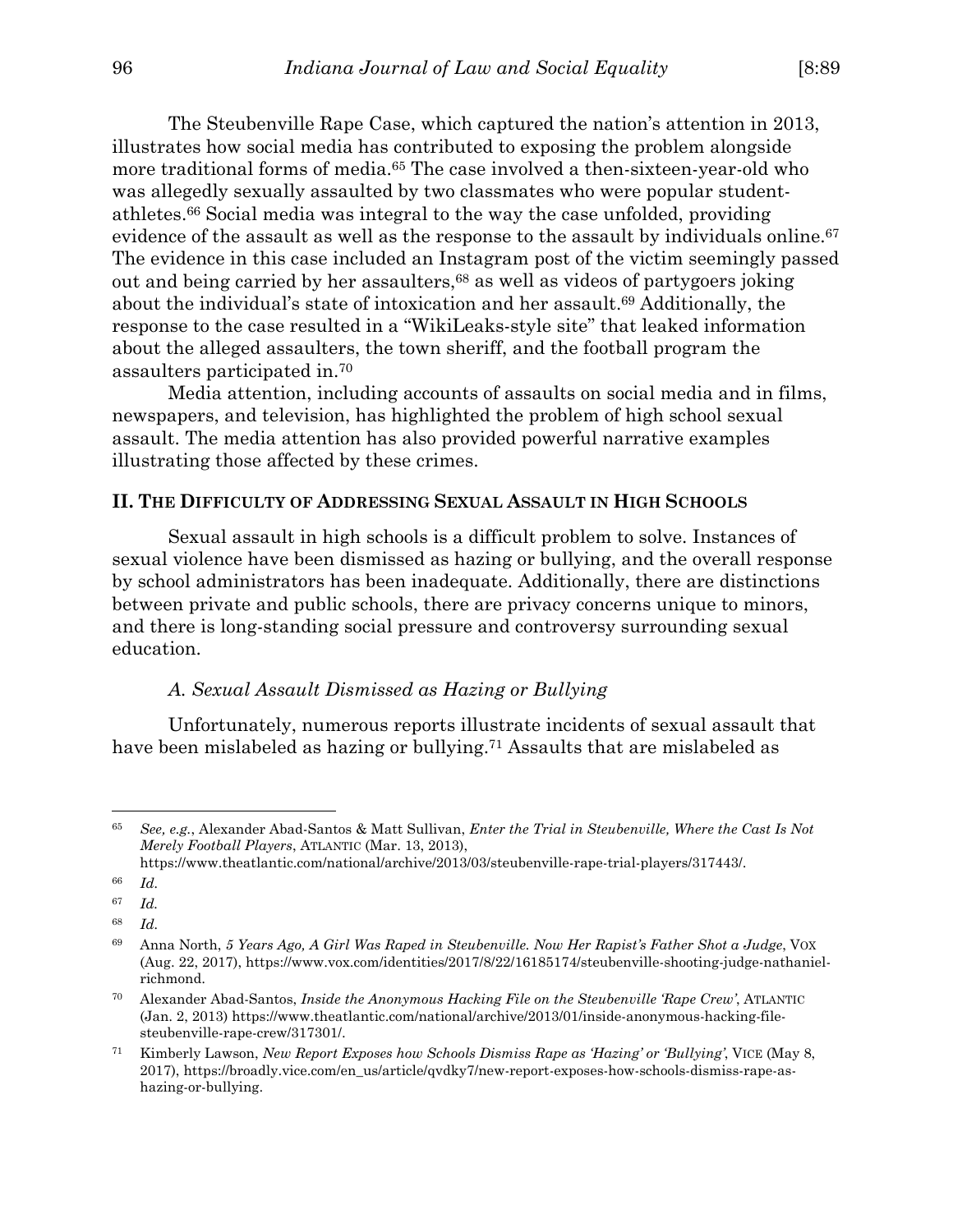The Steubenville Rape Case, which captured the nation's attention in 2013, illustrates how social media has contributed to exposing the problem alongside more traditional forms of media.[65] The case involved a then-sixteen-year-old who was allegedly sexually assaulted by two classmates who were popular student-athletes.[66] Social media was integral to the way the case unfolded, providing evidence of the assault as well as the response to the assault by individuals online.[67] The evidence in this case included an Instagram post of the victim seemingly passed out and being carried by her assaulters,[68] as well as videos of partygoers joking about the individual's state of intoxication and her assault.[69] Additionally, the response to the case resulted in a "WikiLeaks-style site" that leaked information about the alleged assaulters, the town sheriff, and the football program the assaulters participated in.[70]

Media attention, including accounts of assaults on social media and in films, newspapers, and television, has highlighted the problem of high school sexual assault. The media attention has also provided powerful narrative examples illustrating those affected by these crimes.

## II. The Difficulty of Addressing Sexual Assault in High Schools

Sexual assault in high schools is a difficult problem to solve. Instances of sexual violence have been dismissed as hazing or bullying, and the overall response by school administrators has been inadequate. Additionally, there are distinctions between private and public schools, there are privacy concerns unique to minors, and there is long-standing social pressure and controversy surrounding sexual education.

### *A. Sexual Assault Dismissed as Hazing or Bullying*

Unfortunately, numerous reports illustrate incidents of sexual assault that have been mislabeled as hazing or bullying.[71] Assaults that are mislabeled as

---

[65] *See, e.g.*, Alexander Abad-Santos & Matt Sullivan, *Enter the Trial in Steubenville, Where the Cast Is Not Merely Football Players*, ATLANTIC (Mar. 13, 2013), https://www.theatlantic.com/national/archive/2013/03/steubenville-rape-trial-players/317443/.

[66] *Id.*

[67] *Id.*

[68] *Id.*

[69] Anna North, *5 Years Ago, A Girl Was Raped in Steubenville. Now Her Rapist's Father Shot a Judge*, VOX (Aug. 22, 2017), https://www.vox.com/identities/2017/8/22/16185174/steubenville-shooting-judge-nathaniel-richmond.

[70] Alexander Abad-Santos, *Inside the Anonymous Hacking File on the Steubenville 'Rape Crew'*, ATLANTIC (Jan. 2, 2013) https://www.theatlantic.com/national/archive/2013/01/inside-anonymous-hacking-file-steubenville-rape-crew/317301/.

[71] Kimberly Lawson, *New Report Exposes how Schools Dismiss Rape as 'Hazing' or 'Bullying'*, VICE (May 8, 2017), https://broadly.vice.com/en_us/article/qvdky7/new-report-exposes-how-schools-dismiss-rape-as-hazing-or-bullying.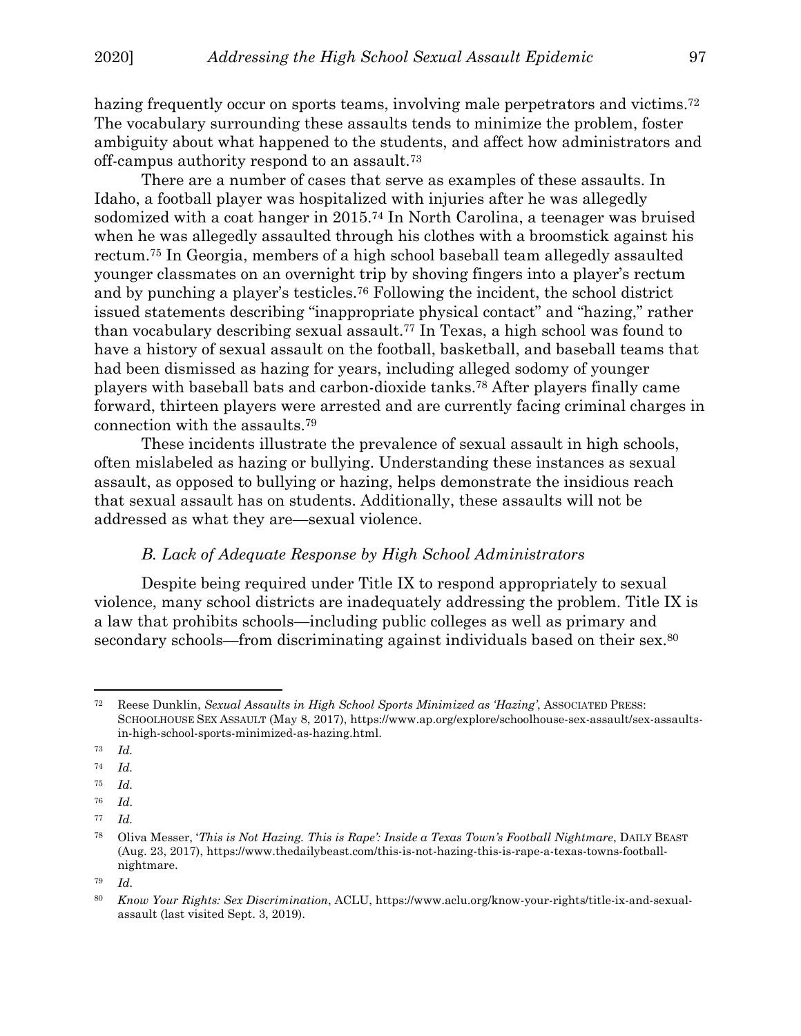hazing frequently occur on sports teams, involving male perpetrators and victims.[72] The vocabulary surrounding these assaults tends to minimize the problem, foster ambiguity about what happened to the students, and affect how administrators and off-campus authority respond to an assault.[73]

There are a number of cases that serve as examples of these assaults. In Idaho, a football player was hospitalized with injuries after he was allegedly sodomized with a coat hanger in 2015.[74] In North Carolina, a teenager was bruised when he was allegedly assaulted through his clothes with a broomstick against his rectum.[75] In Georgia, members of a high school baseball team allegedly assaulted younger classmates on an overnight trip by shoving fingers into a player's rectum and by punching a player's testicles.[76] Following the incident, the school district issued statements describing "inappropriate physical contact" and "hazing," rather than vocabulary describing sexual assault.[77] In Texas, a high school was found to have a history of sexual assault on the football, basketball, and baseball teams that had been dismissed as hazing for years, including alleged sodomy of younger players with baseball bats and carbon-dioxide tanks.[78] After players finally came forward, thirteen players were arrested and are currently facing criminal charges in connection with the assaults.[79]

These incidents illustrate the prevalence of sexual assault in high schools, often mislabeled as hazing or bullying. Understanding these instances as sexual assault, as opposed to bullying or hazing, helps demonstrate the insidious reach that sexual assault has on students. Additionally, these assaults will not be addressed as what they are—sexual violence.

### *B. Lack of Adequate Response by High School Administrators*

Despite being required under Title IX to respond appropriately to sexual violence, many school districts are inadequately addressing the problem. Title IX is a law that prohibits schools—including public colleges as well as primary and secondary schools—from discriminating against individuals based on their sex.[80]

---

[72] Reese Dunklin, *Sexual Assaults in High School Sports Minimized as 'Hazing'*, ASSOCIATED PRESS: SCHOOLHOUSE SEX ASSAULT (May 8, 2017), https://www.ap.org/explore/schoolhouse-sex-assault/sex-assaults-in-high-school-sports-minimized-as-hazing.html.

[73] *Id.*

[74] *Id.*

[75] *Id.*

[76] *Id.*

[77] *Id.*

[78] Oliva Messer, '*This is Not Hazing. This is Rape': Inside a Texas Town's Football Nightmare*, DAILY BEAST (Aug. 23, 2017), https://www.thedailybeast.com/this-is-not-hazing-this-is-rape-a-texas-towns-football-nightmare.

[79] *Id.*

[80] *Know Your Rights: Sex Discrimination*, ACLU, https://www.aclu.org/know-your-rights/title-ix-and-sexual-assault (last visited Sept. 3, 2019).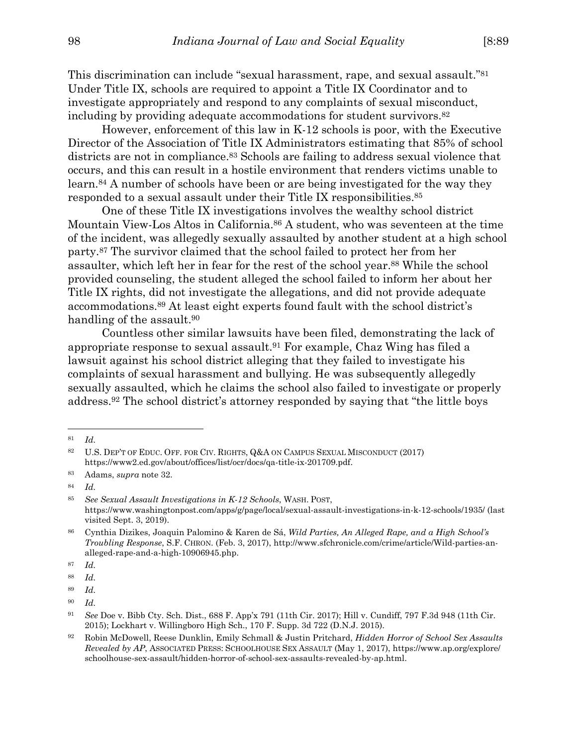This discrimination can include "sexual harassment, rape, and sexual assault."[81] Under Title IX, schools are required to appoint a Title IX Coordinator and to investigate appropriately and respond to any complaints of sexual misconduct, including by providing adequate accommodations for student survivors.[82]

However, enforcement of this law in K-12 schools is poor, with the Executive Director of the Association of Title IX Administrators estimating that 85% of school districts are not in compliance.[83] Schools are failing to address sexual violence that occurs, and this can result in a hostile environment that renders victims unable to learn.[84] A number of schools have been or are being investigated for the way they responded to a sexual assault under their Title IX responsibilities.[85]

One of these Title IX investigations involves the wealthy school district Mountain View-Los Altos in California.[86] A student, who was seventeen at the time of the incident, was allegedly sexually assaulted by another student at a high school party.[87] The survivor claimed that the school failed to protect her from her assaulter, which left her in fear for the rest of the school year.[88] While the school provided counseling, the student alleged the school failed to inform her about her Title IX rights, did not investigate the allegations, and did not provide adequate accommodations.[89] At least eight experts found fault with the school district's handling of the assault.[90]

Countless other similar lawsuits have been filed, demonstrating the lack of appropriate response to sexual assault.[91] For example, Chaz Wing has filed a lawsuit against his school district alleging that they failed to investigate his complaints of sexual harassment and bullying. He was subsequently allegedly sexually assaulted, which he claims the school also failed to investigate or properly address.[92] The school district's attorney responded by saying that "the little boys

---

[81] *Id.*

[82] U.S. DEP'T OF EDUC. OFF. FOR CIV. RIGHTS, Q&A ON CAMPUS SEXUAL MISCONDUCT (2017) https://www2.ed.gov/about/offices/list/ocr/docs/qa-title-ix-201709.pdf.

[83] Adams, *supra* note 32.

[84] *Id.*

[85] *See Sexual Assault Investigations in K-12 Schools*, WASH. POST, https://www.washingtonpost.com/apps/g/page/local/sexual-assault-investigations-in-k-12-schools/1935/ (last visited Sept. 3, 2019).

[86] Cynthia Dizikes, Joaquin Palomino & Karen de Sá, *Wild Parties, An Alleged Rape, and a High School's Troubling Response*, S.F. CHRON. (Feb. 3, 2017), http://www.sfchronicle.com/crime/article/Wild-parties-an-alleged-rape-and-a-high-10906945.php.

[87] *Id.*

[88] *Id.*

[89] *Id.*

[90] *Id.*

[91] *See* Doe v. Bibb Cty. Sch. Dist., 688 F. App'x 791 (11th Cir. 2017); Hill v. Cundiff, 797 F.3d 948 (11th Cir. 2015); Lockhart v. Willingboro High Sch., 170 F. Supp. 3d 722 (D.N.J. 2015).

[92] Robin McDowell, Reese Dunklin, Emily Schmall & Justin Pritchard, *Hidden Horror of School Sex Assaults Revealed by AP*, ASSOCIATED PRESS: SCHOOLHOUSE SEX ASSAULT (May 1, 2017), https://www.ap.org/explore/schoolhouse-sex-assault/hidden-horror-of-school-sex-assaults-revealed-by-ap.html.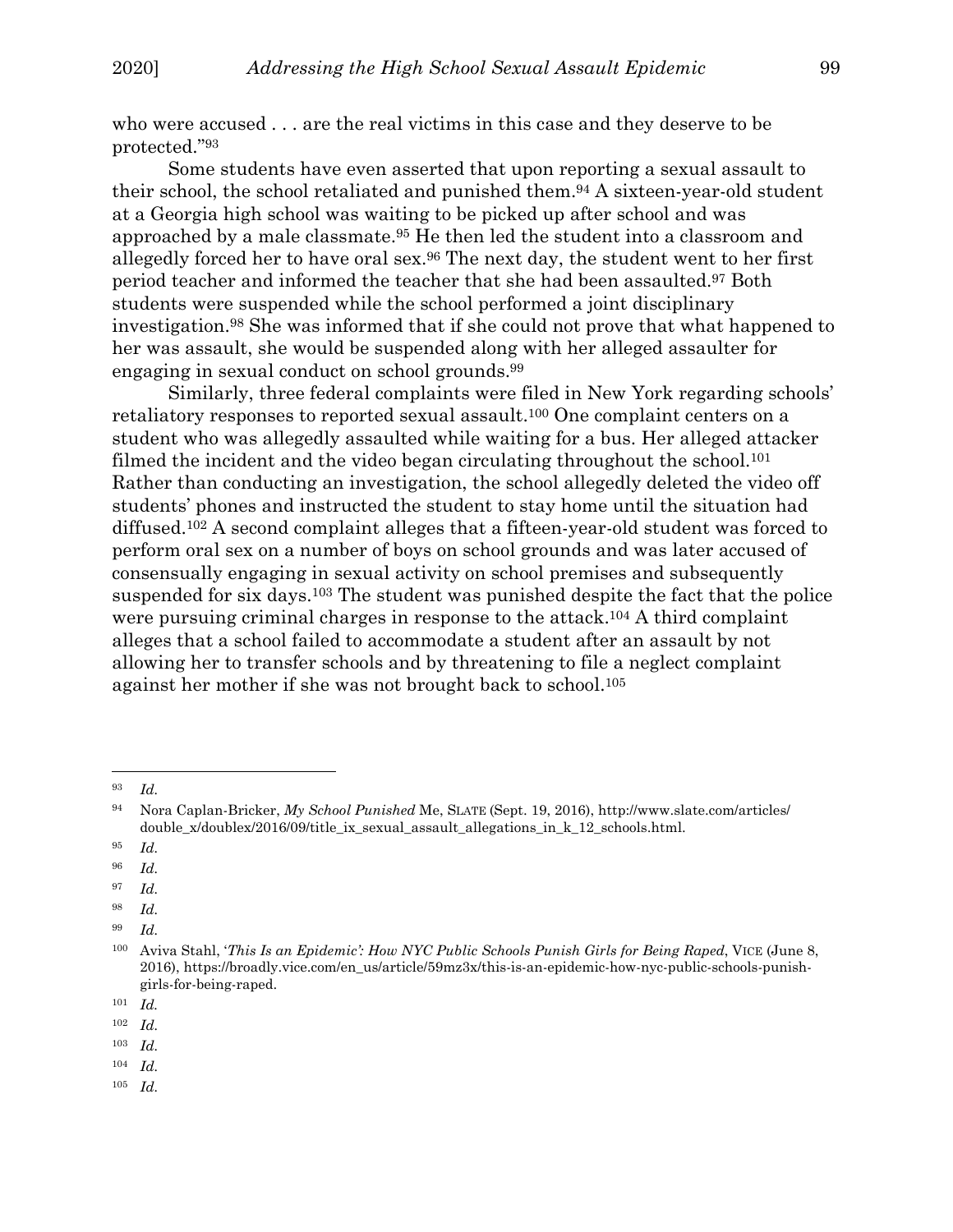who were accused . . . are the real victims in this case and they deserve to be protected."[93]

Some students have even asserted that upon reporting a sexual assault to their school, the school retaliated and punished them.[94] A sixteen-year-old student at a Georgia high school was waiting to be picked up after school and was approached by a male classmate.[95] He then led the student into a classroom and allegedly forced her to have oral sex.[96] The next day, the student went to her first period teacher and informed the teacher that she had been assaulted.[97] Both students were suspended while the school performed a joint disciplinary investigation.[98] She was informed that if she could not prove that what happened to her was assault, she would be suspended along with her alleged assaulter for engaging in sexual conduct on school grounds.[99]

Similarly, three federal complaints were filed in New York regarding schools' retaliatory responses to reported sexual assault.[100] One complaint centers on a student who was allegedly assaulted while waiting for a bus. Her alleged attacker filmed the incident and the video began circulating throughout the school.[101] Rather than conducting an investigation, the school allegedly deleted the video off students' phones and instructed the student to stay home until the situation had diffused.[102] A second complaint alleges that a fifteen-year-old student was forced to perform oral sex on a number of boys on school grounds and was later accused of consensually engaging in sexual activity on school premises and subsequently suspended for six days.[103] The student was punished despite the fact that the police were pursuing criminal charges in response to the attack.[104] A third complaint alleges that a school failed to accommodate a student after an assault by not allowing her to transfer schools and by threatening to file a neglect complaint against her mother if she was not brought back to school.[105]

---

[93] *Id.*

[94] Nora Caplan-Bricker, *My School Punished* Me, SLATE (Sept. 19, 2016), http://www.slate.com/articles/double_x/doublex/2016/09/title_ix_sexual_assault_allegations_in_k_12_schools.html.

[95] *Id.*

[96] *Id.*

[97] *Id.*

[98] *Id.*

[99] *Id.*

[100] Aviva Stahl, '*This Is an Epidemic': How NYC Public Schools Punish Girls for Being Raped*, VICE (June 8, 2016), https://broadly.vice.com/en_us/article/59mz3x/this-is-an-epidemic-how-nyc-public-schools-punish-girls-for-being-raped.

[101] *Id.*

[102] *Id.*

[103] *Id.*

[104] *Id.*

[105] *Id.*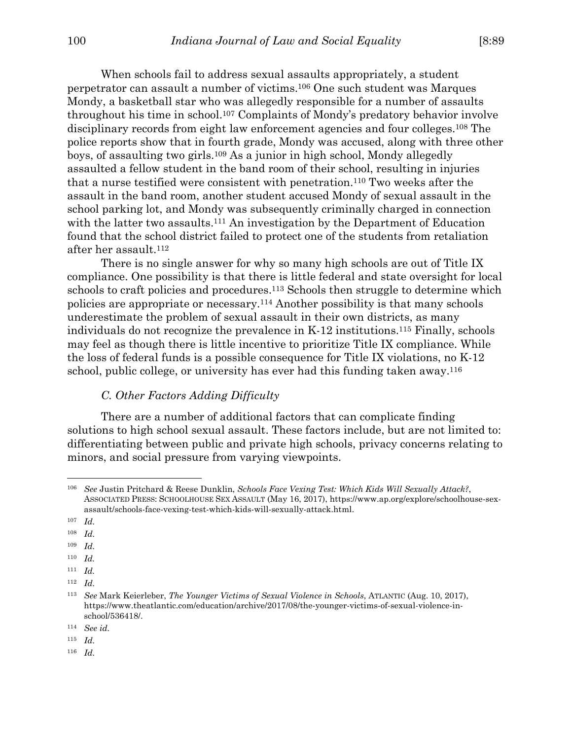When schools fail to address sexual assaults appropriately, a student perpetrator can assault a number of victims.[106] One such student was Marques Mondy, a basketball star who was allegedly responsible for a number of assaults throughout his time in school.[107] Complaints of Mondy's predatory behavior involve disciplinary records from eight law enforcement agencies and four colleges.[108] The police reports show that in fourth grade, Mondy was accused, along with three other boys, of assaulting two girls.[109] As a junior in high school, Mondy allegedly assaulted a fellow student in the band room of their school, resulting in injuries that a nurse testified were consistent with penetration.[110] Two weeks after the assault in the band room, another student accused Mondy of sexual assault in the school parking lot, and Mondy was subsequently criminally charged in connection with the latter two assaults.[111] An investigation by the Department of Education found that the school district failed to protect one of the students from retaliation after her assault.[112]

There is no single answer for why so many high schools are out of Title IX compliance. One possibility is that there is little federal and state oversight for local schools to craft policies and procedures.[113] Schools then struggle to determine which policies are appropriate or necessary.[114] Another possibility is that many schools underestimate the problem of sexual assault in their own districts, as many individuals do not recognize the prevalence in K-12 institutions.[115] Finally, schools may feel as though there is little incentive to prioritize Title IX compliance. While the loss of federal funds is a possible consequence for Title IX violations, no K-12 school, public college, or university has ever had this funding taken away.[116]

### *C. Other Factors Adding Difficulty*

There are a number of additional factors that can complicate finding solutions to high school sexual assault. These factors include, but are not limited to: differentiating between public and private high schools, privacy concerns relating to minors, and social pressure from varying viewpoints.

---

[106] *See* Justin Pritchard & Reese Dunklin, *Schools Face Vexing Test: Which Kids Will Sexually Attack?*, ASSOCIATED PRESS: SCHOOLHOUSE SEX ASSAULT (May 16, 2017), https://www.ap.org/explore/schoolhouse-sex-assault/schools-face-vexing-test-which-kids-will-sexually-attack.html.

[107] *Id.*

[108] *Id.*

[109] *Id.*

[110] *Id.*

[111] *Id.*

[112] *Id.*

[113] *See* Mark Keierleber, *The Younger Victims of Sexual Violence in Schools*, ATLANTIC (Aug. 10, 2017), https://www.theatlantic.com/education/archive/2017/08/the-younger-victims-of-sexual-violence-in-school/536418/.

[114] *See id.*

[115] *Id.*

[116] *Id.*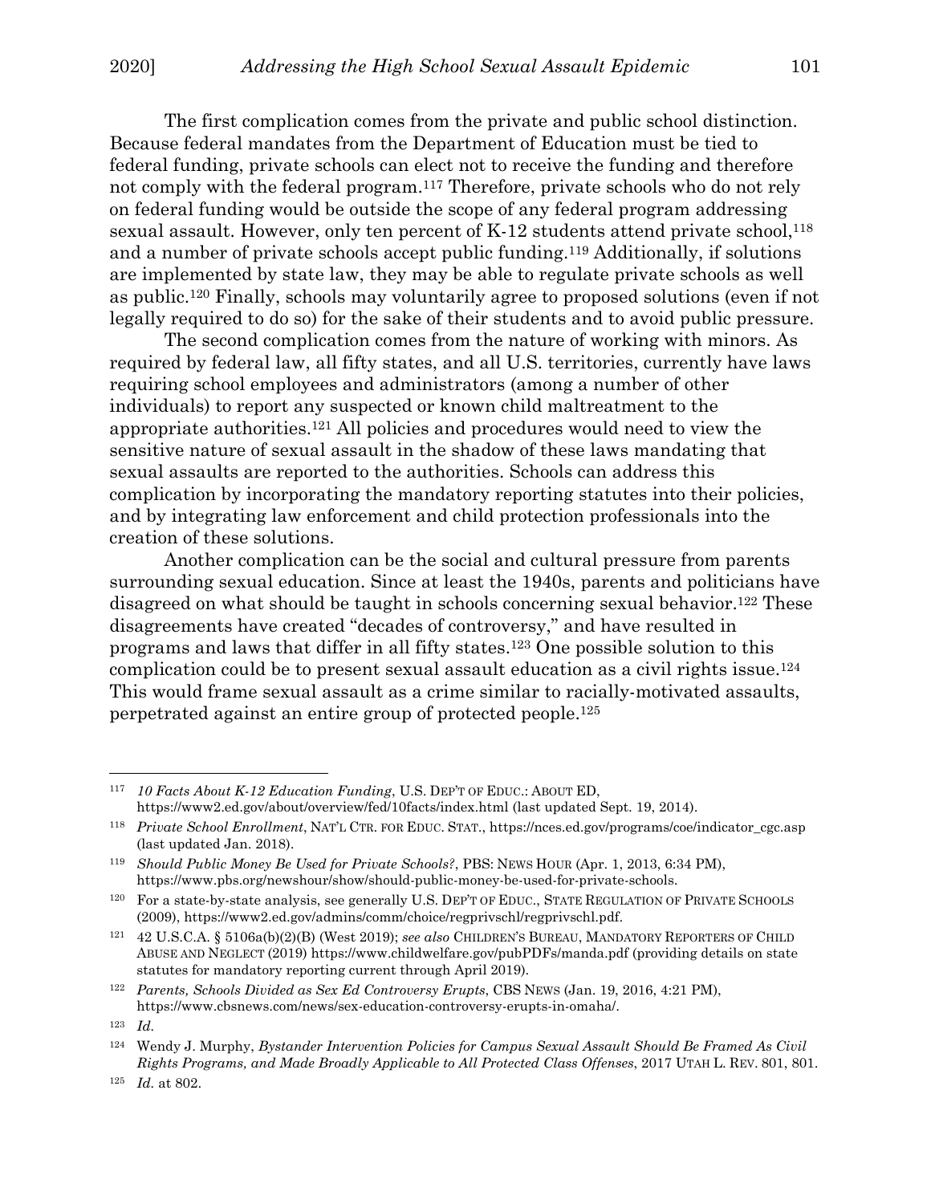The first complication comes from the private and public school distinction. Because federal mandates from the Department of Education must be tied to federal funding, private schools can elect not to receive the funding and therefore not comply with the federal program.[117] Therefore, private schools who do not rely on federal funding would be outside the scope of any federal program addressing sexual assault. However, only ten percent of K-12 students attend private school,[118] and a number of private schools accept public funding.[119] Additionally, if solutions are implemented by state law, they may be able to regulate private schools as well as public.[120] Finally, schools may voluntarily agree to proposed solutions (even if not legally required to do so) for the sake of their students and to avoid public pressure.

The second complication comes from the nature of working with minors. As required by federal law, all fifty states, and all U.S. territories, currently have laws requiring school employees and administrators (among a number of other individuals) to report any suspected or known child maltreatment to the appropriate authorities.[121] All policies and procedures would need to view the sensitive nature of sexual assault in the shadow of these laws mandating that sexual assaults are reported to the authorities. Schools can address this complication by incorporating the mandatory reporting statutes into their policies, and by integrating law enforcement and child protection professionals into the creation of these solutions.

Another complication can be the social and cultural pressure from parents surrounding sexual education. Since at least the 1940s, parents and politicians have disagreed on what should be taught in schools concerning sexual behavior.[122] These disagreements have created "decades of controversy," and have resulted in programs and laws that differ in all fifty states.[123] One possible solution to this complication could be to present sexual assault education as a civil rights issue.[124] This would frame sexual assault as a crime similar to racially-motivated assaults, perpetrated against an entire group of protected people.[125]

---

[117] *10 Facts About K-12 Education Funding*, U.S. DEP'T OF EDUC.: ABOUT ED, https://www2.ed.gov/about/overview/fed/10facts/index.html (last updated Sept. 19, 2014).

[118] *Private School Enrollment*, NAT'L CTR. FOR EDUC. STAT., https://nces.ed.gov/programs/coe/indicator_cgc.asp (last updated Jan. 2018).

[119] *Should Public Money Be Used for Private Schools?*, PBS: NEWS HOUR (Apr. 1, 2013, 6:34 PM), https://www.pbs.org/newshour/show/should-public-money-be-used-for-private-schools.

[120] For a state-by-state analysis, see generally U.S. DEP'T OF EDUC., STATE REGULATION OF PRIVATE SCHOOLS (2009), https://www2.ed.gov/admins/comm/choice/regprivschl/regprivschl.pdf.

[121] 42 U.S.C.A. § 5106a(b)(2)(B) (West 2019); *see also* CHILDREN'S BUREAU, MANDATORY REPORTERS OF CHILD ABUSE AND NEGLECT (2019) https://www.childwelfare.gov/pubPDFs/manda.pdf (providing details on state statutes for mandatory reporting current through April 2019).

[122] *Parents, Schools Divided as Sex Ed Controversy Erupts*, CBS NEWS (Jan. 19, 2016, 4:21 PM), https://www.cbsnews.com/news/sex-education-controversy-erupts-in-omaha/.

[123] *Id.*

[124] Wendy J. Murphy, *Bystander Intervention Policies for Campus Sexual Assault Should Be Framed As Civil Rights Programs, and Made Broadly Applicable to All Protected Class Offenses*, 2017 UTAH L. REV. 801, 801.

[125] *Id.* at 802.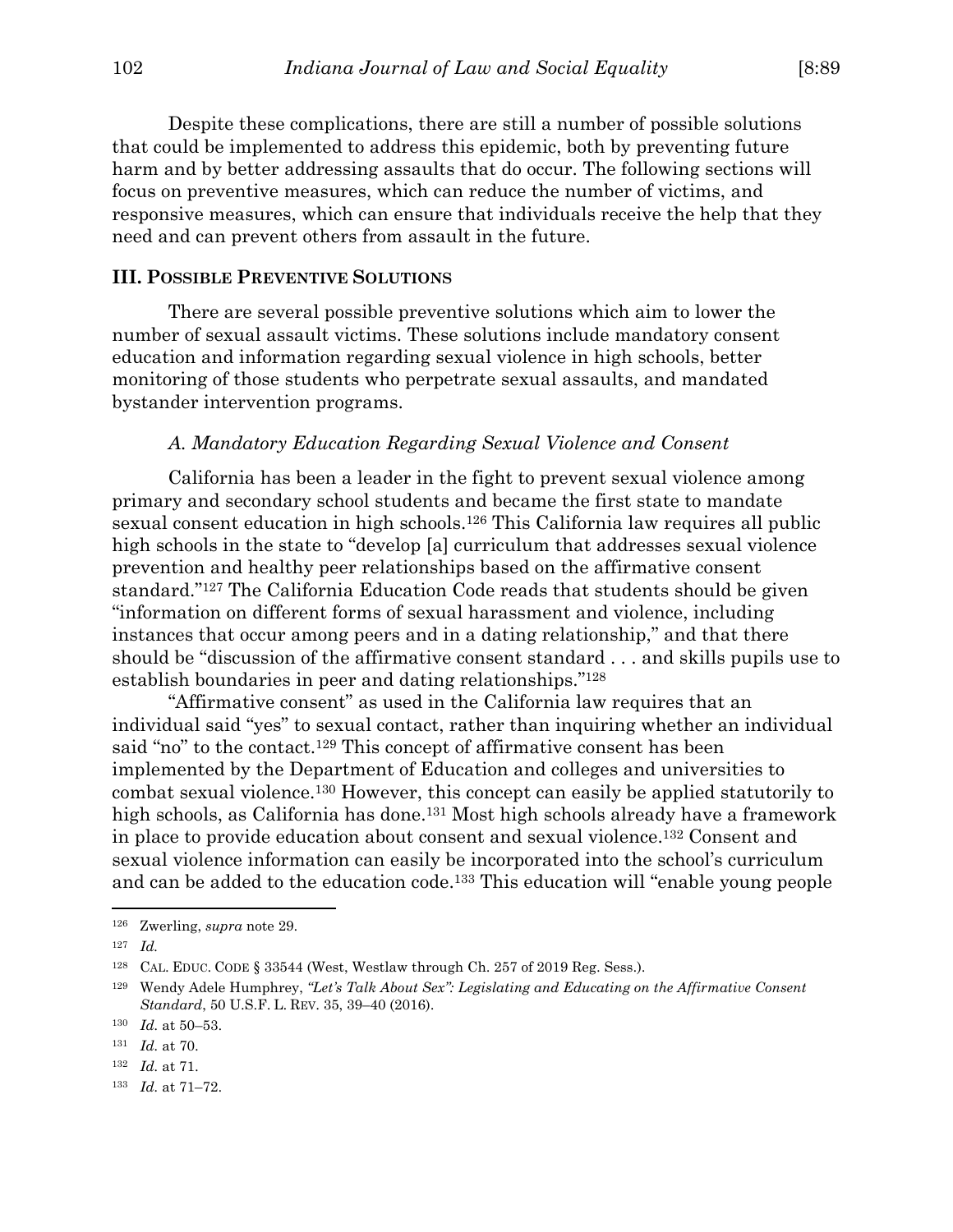Despite these complications, there are still a number of possible solutions that could be implemented to address this epidemic, both by preventing future harm and by better addressing assaults that do occur. The following sections will focus on preventive measures, which can reduce the number of victims, and responsive measures, which can ensure that individuals receive the help that they need and can prevent others from assault in the future.

## III. Possible Preventive Solutions

There are several possible preventive solutions which aim to lower the number of sexual assault victims. These solutions include mandatory consent education and information regarding sexual violence in high schools, better monitoring of those students who perpetrate sexual assaults, and mandated bystander intervention programs.

### *A. Mandatory Education Regarding Sexual Violence and Consent*

California has been a leader in the fight to prevent sexual violence among primary and secondary school students and became the first state to mandate sexual consent education in high schools.[126] This California law requires all public high schools in the state to "develop [a] curriculum that addresses sexual violence prevention and healthy peer relationships based on the affirmative consent standard."[127] The California Education Code reads that students should be given "information on different forms of sexual harassment and violence, including instances that occur among peers and in a dating relationship," and that there should be "discussion of the affirmative consent standard . . . and skills pupils use to establish boundaries in peer and dating relationships."[128]

"Affirmative consent" as used in the California law requires that an individual said "yes" to sexual contact, rather than inquiring whether an individual said "no" to the contact.[129] This concept of affirmative consent has been implemented by the Department of Education and colleges and universities to combat sexual violence.[130] However, this concept can easily be applied statutorily to high schools, as California has done.[131] Most high schools already have a framework in place to provide education about consent and sexual violence.[132] Consent and sexual violence information can easily be incorporated into the school's curriculum and can be added to the education code.[133] This education will "enable young people

---

[126] Zwerling, *supra* note 29.

[127] *Id.*

[128] CAL. EDUC. CODE § 33544 (West, Westlaw through Ch. 257 of 2019 Reg. Sess.).

[129] Wendy Adele Humphrey, *"Let's Talk About Sex": Legislating and Educating on the Affirmative Consent Standard*, 50 U.S.F. L. REV. 35, 39–40 (2016).

[130] *Id.* at 50–53.

[131] *Id.* at 70.

[132] *Id.* at 71.

[133] *Id.* at 71–72.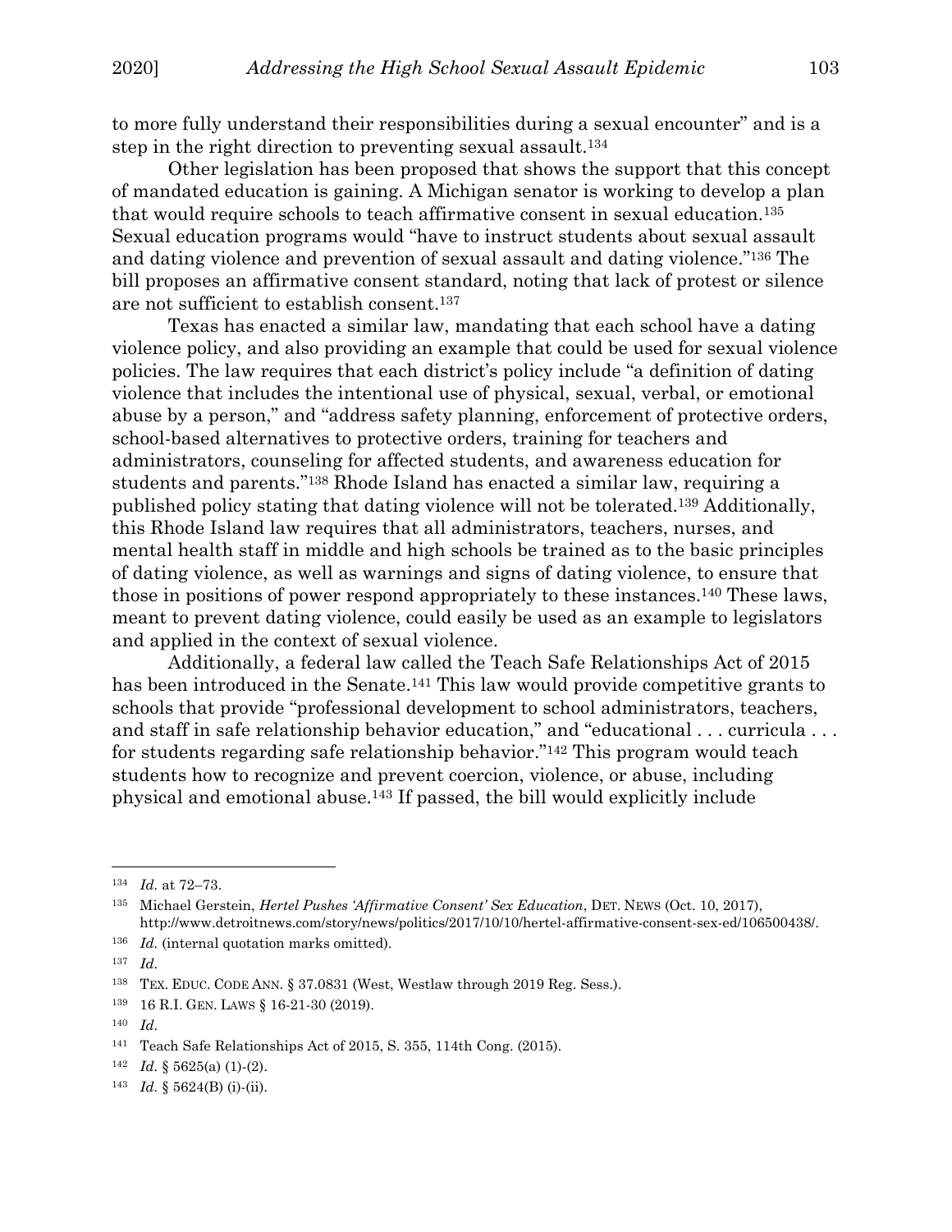to more fully understand their responsibilities during a sexual encounter" and is a step in the right direction to preventing sexual assault.[134]

Other legislation has been proposed that shows the support that this concept of mandated education is gaining. A Michigan senator is working to develop a plan that would require schools to teach affirmative consent in sexual education.[135] Sexual education programs would "have to instruct students about sexual assault and dating violence and prevention of sexual assault and dating violence."[136] The bill proposes an affirmative consent standard, noting that lack of protest or silence are not sufficient to establish consent.[137]

Texas has enacted a similar law, mandating that each school have a dating violence policy, and also providing an example that could be used for sexual violence policies. The law requires that each district's policy include "a definition of dating violence that includes the intentional use of physical, sexual, verbal, or emotional abuse by a person," and "address safety planning, enforcement of protective orders, school-based alternatives to protective orders, training for teachers and administrators, counseling for affected students, and awareness education for students and parents."[138] Rhode Island has enacted a similar law, requiring a published policy stating that dating violence will not be tolerated.[139] Additionally, this Rhode Island law requires that all administrators, teachers, nurses, and mental health staff in middle and high schools be trained as to the basic principles of dating violence, as well as warnings and signs of dating violence, to ensure that those in positions of power respond appropriately to these instances.[140] These laws, meant to prevent dating violence, could easily be used as an example to legislators and applied in the context of sexual violence.

Additionally, a federal law called the Teach Safe Relationships Act of 2015 has been introduced in the Senate.[141] This law would provide competitive grants to schools that provide "professional development to school administrators, teachers, and staff in safe relationship behavior education," and "educational . . . curricula . . . for students regarding safe relationship behavior."[142] This program would teach students how to recognize and prevent coercion, violence, or abuse, including physical and emotional abuse.[143] If passed, the bill would explicitly include

---

[134] *Id.* at 72–73.

[135] Michael Gerstein, *Hertel Pushes 'Affirmative Consent' Sex Education*, DET. NEWS (Oct. 10, 2017), http://www.detroitnews.com/story/news/politics/2017/10/10/hertel-affirmative-consent-sex-ed/106500438/.

[136] *Id.* (internal quotation marks omitted).

[137] *Id.*

[138] TEX. EDUC. CODE ANN. § 37.0831 (West, Westlaw through 2019 Reg. Sess.).

[139] 16 R.I. GEN. LAWS § 16-21-30 (2019).

[140] *Id.*

[141] Teach Safe Relationships Act of 2015, S. 355, 114th Cong. (2015).

[142] *Id.* § 5625(a) (1)-(2).

[143] *Id.* § 5624(B) (i)-(ii).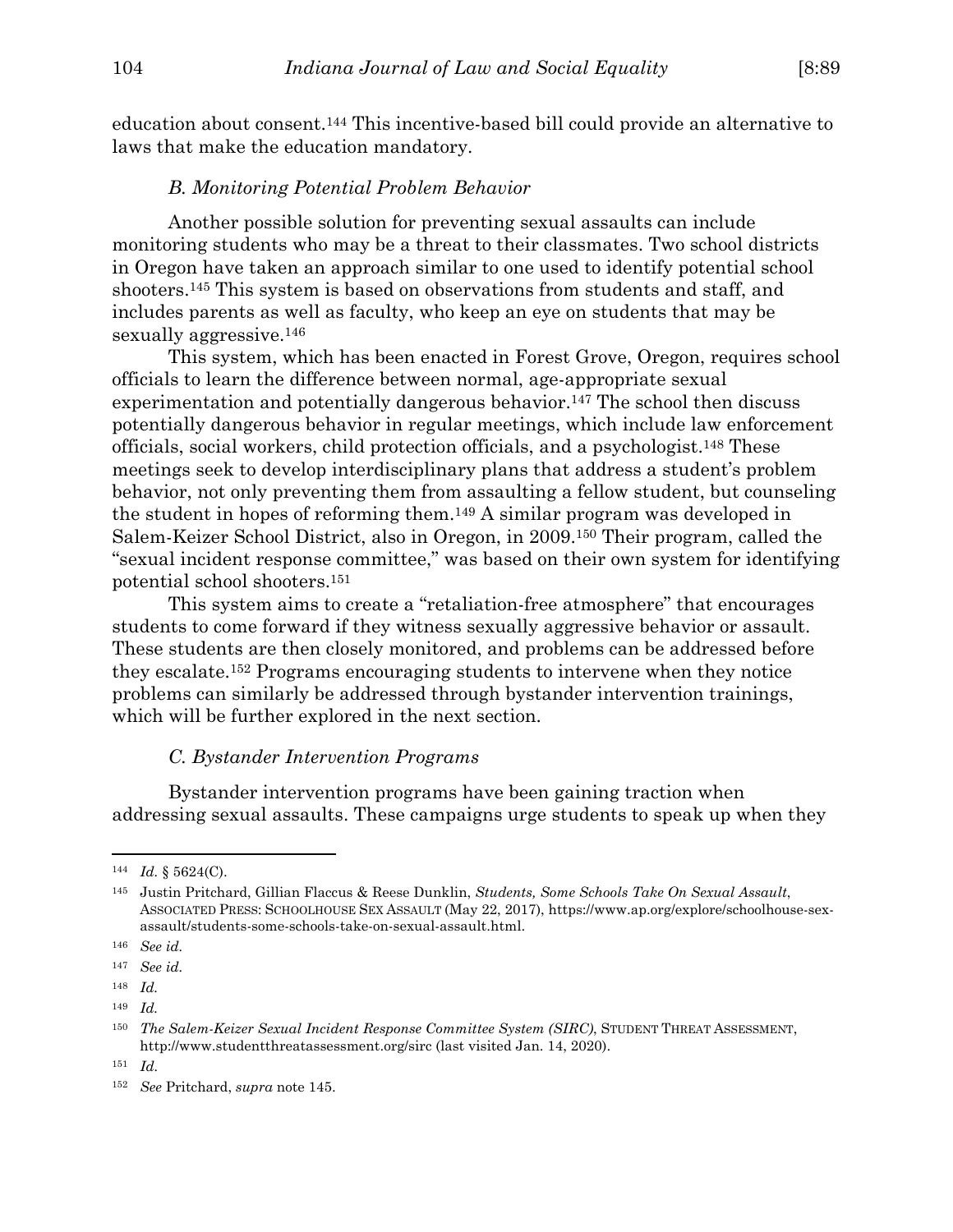education about consent.[144] This incentive-based bill could provide an alternative to laws that make the education mandatory.

### *B. Monitoring Potential Problem Behavior*

Another possible solution for preventing sexual assaults can include monitoring students who may be a threat to their classmates. Two school districts in Oregon have taken an approach similar to one used to identify potential school shooters.[145] This system is based on observations from students and staff, and includes parents as well as faculty, who keep an eye on students that may be sexually aggressive.[146]

This system, which has been enacted in Forest Grove, Oregon, requires school officials to learn the difference between normal, age-appropriate sexual experimentation and potentially dangerous behavior.[147] The school then discuss potentially dangerous behavior in regular meetings, which include law enforcement officials, social workers, child protection officials, and a psychologist.[148] These meetings seek to develop interdisciplinary plans that address a student's problem behavior, not only preventing them from assaulting a fellow student, but counseling the student in hopes of reforming them.[149] A similar program was developed in Salem-Keizer School District, also in Oregon, in 2009.[150] Their program, called the "sexual incident response committee," was based on their own system for identifying potential school shooters.[151]

This system aims to create a "retaliation-free atmosphere" that encourages students to come forward if they witness sexually aggressive behavior or assault. These students are then closely monitored, and problems can be addressed before they escalate.[152] Programs encouraging students to intervene when they notice problems can similarly be addressed through bystander intervention trainings, which will be further explored in the next section.

### *C. Bystander Intervention Programs*

Bystander intervention programs have been gaining traction when addressing sexual assaults. These campaigns urge students to speak up when they

---

[144] *Id.* § 5624(C).

[145] Justin Pritchard, Gillian Flaccus & Reese Dunklin, *Students, Some Schools Take On Sexual Assault*, ASSOCIATED PRESS: SCHOOLHOUSE SEX ASSAULT (May 22, 2017), https://www.ap.org/explore/schoolhouse-sex-assault/students-some-schools-take-on-sexual-assault.html.

[146] *See id.*

[147] *See id.*

[148] *Id.*

[149] *Id.*

[150] *The Salem-Keizer Sexual Incident Response Committee System (SIRC)*, STUDENT THREAT ASSESSMENT, http://www.studentthreatassessment.org/sirc (last visited Jan. 14, 2020).

[151] *Id.*

[152] *See* Pritchard, *supra* note 145.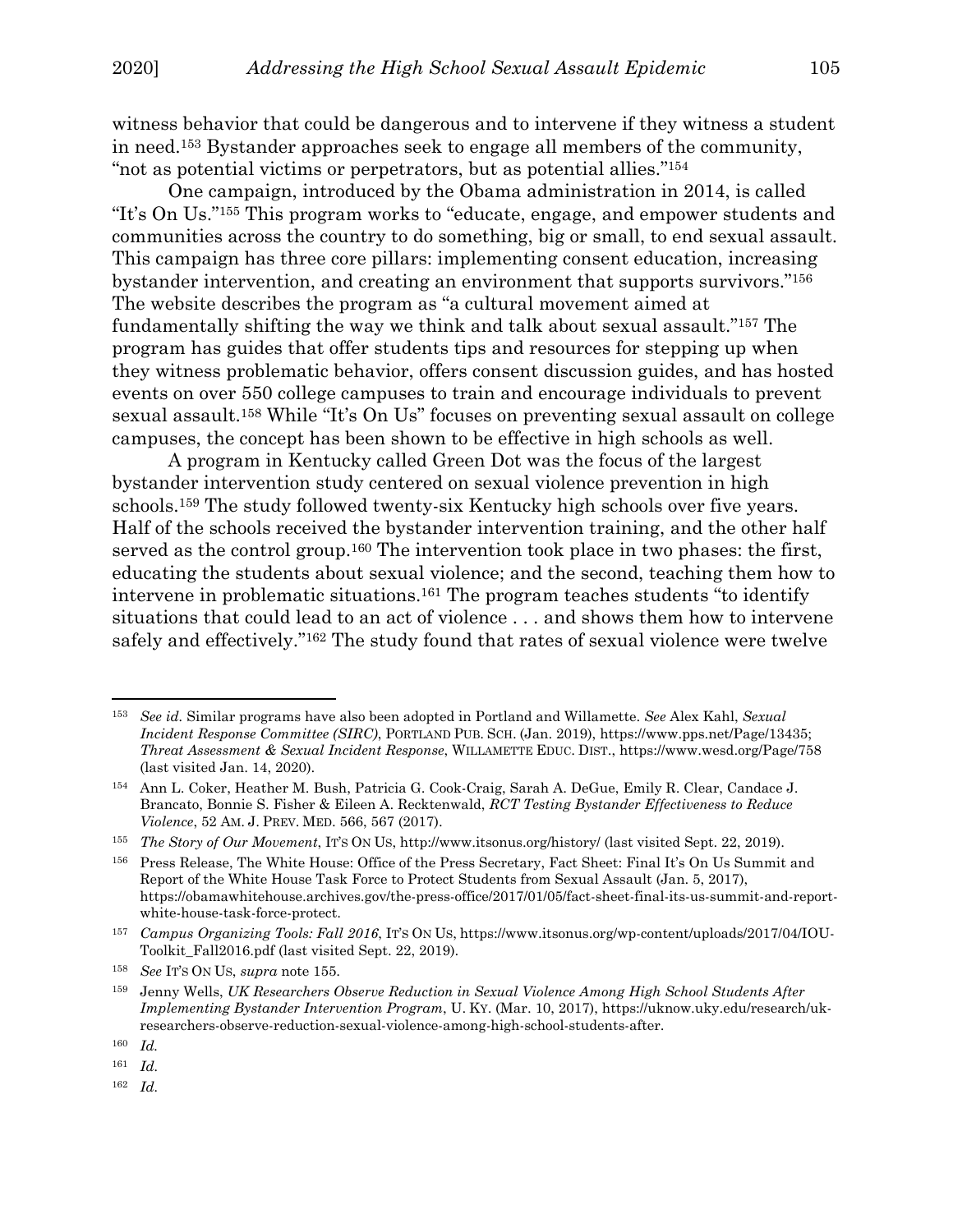witness behavior that could be dangerous and to intervene if they witness a student in need.[153] Bystander approaches seek to engage all members of the community, "not as potential victims or perpetrators, but as potential allies."[154]

One campaign, introduced by the Obama administration in 2014, is called "It's On Us."[155] This program works to "educate, engage, and empower students and communities across the country to do something, big or small, to end sexual assault. This campaign has three core pillars: implementing consent education, increasing bystander intervention, and creating an environment that supports survivors."[156] The website describes the program as "a cultural movement aimed at fundamentally shifting the way we think and talk about sexual assault."[157] The program has guides that offer students tips and resources for stepping up when they witness problematic behavior, offers consent discussion guides, and has hosted events on over 550 college campuses to train and encourage individuals to prevent sexual assault.[158] While "It's On Us" focuses on preventing sexual assault on college campuses, the concept has been shown to be effective in high schools as well.

A program in Kentucky called Green Dot was the focus of the largest bystander intervention study centered on sexual violence prevention in high schools.[159] The study followed twenty-six Kentucky high schools over five years. Half of the schools received the bystander intervention training, and the other half served as the control group.[160] The intervention took place in two phases: the first, educating the students about sexual violence; and the second, teaching them how to intervene in problematic situations.[161] The program teaches students "to identify situations that could lead to an act of violence . . . and shows them how to intervene safely and effectively."[162] The study found that rates of sexual violence were twelve

---

[153] *See id.* Similar programs have also been adopted in Portland and Willamette. *See* Alex Kahl, *Sexual Incident Response Committee (SIRC)*, PORTLAND PUB. SCH. (Jan. 2019), https://www.pps.net/Page/13435; *Threat Assessment & Sexual Incident Response*, WILLAMETTE EDUC. DIST., https://www.wesd.org/Page/758 (last visited Jan. 14, 2020).

[154] Ann L. Coker, Heather M. Bush, Patricia G. Cook-Craig, Sarah A. DeGue, Emily R. Clear, Candace J. Brancato, Bonnie S. Fisher & Eileen A. Recktenwald, *RCT Testing Bystander Effectiveness to Reduce Violence*, 52 AM. J. PREV. MED. 566, 567 (2017).

[155] *The Story of Our Movement*, IT'S ON US, http://www.itsonus.org/history/ (last visited Sept. 22, 2019).

[156] Press Release, The White House: Office of the Press Secretary, Fact Sheet: Final It's On Us Summit and Report of the White House Task Force to Protect Students from Sexual Assault (Jan. 5, 2017), https://obamawhitehouse.archives.gov/the-press-office/2017/01/05/fact-sheet-final-its-us-summit-and-report-white-house-task-force-protect.

[157] *Campus Organizing Tools: Fall 2016*, IT'S ON US, https://www.itsonus.org/wp-content/uploads/2017/04/IOU-Toolkit_Fall2016.pdf (last visited Sept. 22, 2019).

[158] *See* IT'S ON US, *supra* note 155.

[159] Jenny Wells, *UK Researchers Observe Reduction in Sexual Violence Among High School Students After Implementing Bystander Intervention Program*, U. KY. (Mar. 10, 2017), https://uknow.uky.edu/research/uk-researchers-observe-reduction-sexual-violence-among-high-school-students-after.

[160] *Id.*

[161] *Id.*

[162] *Id.*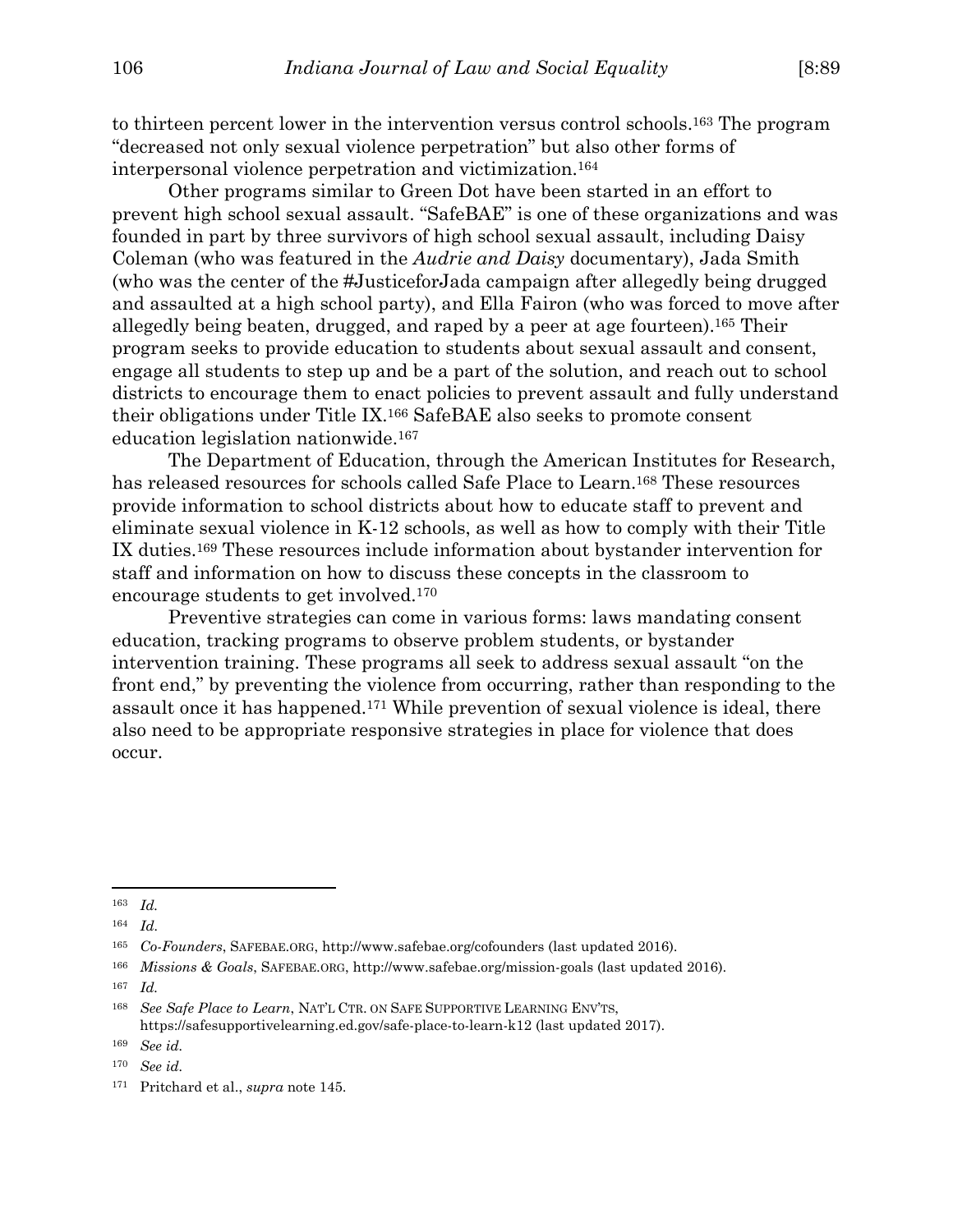to thirteen percent lower in the intervention versus control schools.[163] The program "decreased not only sexual violence perpetration" but also other forms of interpersonal violence perpetration and victimization.[164]

Other programs similar to Green Dot have been started in an effort to prevent high school sexual assault. "SafeBAE" is one of these organizations and was founded in part by three survivors of high school sexual assault, including Daisy Coleman (who was featured in the *Audrie and Daisy* documentary), Jada Smith (who was the center of the #JusticeforJada campaign after allegedly being drugged and assaulted at a high school party), and Ella Fairon (who was forced to move after allegedly being beaten, drugged, and raped by a peer at age fourteen).[165] Their program seeks to provide education to students about sexual assault and consent, engage all students to step up and be a part of the solution, and reach out to school districts to encourage them to enact policies to prevent assault and fully understand their obligations under Title IX.[166] SafeBAE also seeks to promote consent education legislation nationwide.[167]

The Department of Education, through the American Institutes for Research, has released resources for schools called Safe Place to Learn.[168] These resources provide information to school districts about how to educate staff to prevent and eliminate sexual violence in K-12 schools, as well as how to comply with their Title IX duties.[169] These resources include information about bystander intervention for staff and information on how to discuss these concepts in the classroom to encourage students to get involved.[170]

Preventive strategies can come in various forms: laws mandating consent education, tracking programs to observe problem students, or bystander intervention training. These programs all seek to address sexual assault "on the front end," by preventing the violence from occurring, rather than responding to the assault once it has happened.[171] While prevention of sexual violence is ideal, there also need to be appropriate responsive strategies in place for violence that does occur.

---

[163] *Id.*

[164] *Id.*

[165] *Co-Founders*, SAFEBAE.ORG, http://www.safebae.org/cofounders (last updated 2016).

[166] *Missions & Goals*, SAFEBAE.ORG, http://www.safebae.org/mission-goals (last updated 2016).

[167] *Id.*

[168] *See Safe Place to Learn*, NAT'L CTR. ON SAFE SUPPORTIVE LEARNING ENV'TS, https://safesupportivelearning.ed.gov/safe-place-to-learn-k12 (last updated 2017).

[169] *See id.*

[170] *See id.*

[171] Pritchard et al., *supra* note 145.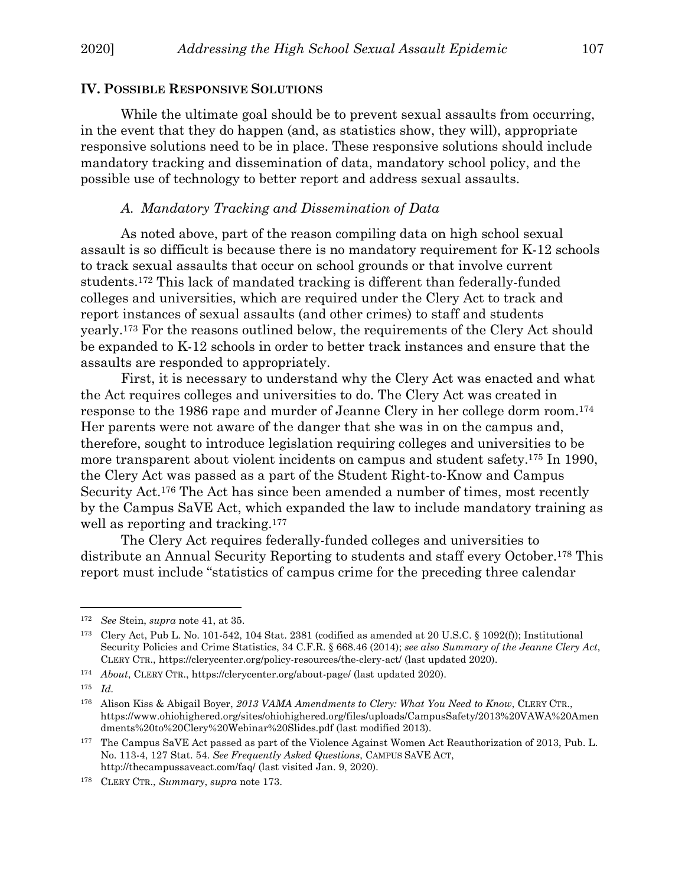## IV. Possible Responsive Solutions

While the ultimate goal should be to prevent sexual assaults from occurring, in the event that they do happen (and, as statistics show, they will), appropriate responsive solutions need to be in place. These responsive solutions should include mandatory tracking and dissemination of data, mandatory school policy, and the possible use of technology to better report and address sexual assaults.

### *A. Mandatory Tracking and Dissemination of Data*

As noted above, part of the reason compiling data on high school sexual assault is so difficult is because there is no mandatory requirement for K-12 schools to track sexual assaults that occur on school grounds or that involve current students.[172] This lack of mandated tracking is different than federally-funded colleges and universities, which are required under the Clery Act to track and report instances of sexual assaults (and other crimes) to staff and students yearly.[173] For the reasons outlined below, the requirements of the Clery Act should be expanded to K-12 schools in order to better track instances and ensure that the assaults are responded to appropriately.

First, it is necessary to understand why the Clery Act was enacted and what the Act requires colleges and universities to do. The Clery Act was created in response to the 1986 rape and murder of Jeanne Clery in her college dorm room.[174] Her parents were not aware of the danger that she was in on the campus and, therefore, sought to introduce legislation requiring colleges and universities to be more transparent about violent incidents on campus and student safety.[175] In 1990, the Clery Act was passed as a part of the Student Right-to-Know and Campus Security Act.[176] The Act has since been amended a number of times, most recently by the Campus SaVE Act, which expanded the law to include mandatory training as well as reporting and tracking.[177]

The Clery Act requires federally-funded colleges and universities to distribute an Annual Security Reporting to students and staff every October.[178] This report must include "statistics of campus crime for the preceding three calendar

---

[172] *See* Stein, *supra* note 41, at 35.

[173] Clery Act, Pub L. No. 101-542, 104 Stat. 2381 (codified as amended at 20 U.S.C. § 1092(f)); Institutional Security Policies and Crime Statistics, 34 C.F.R. § 668.46 (2014); *see also Summary of the Jeanne Clery Act*, CLERY CTR., https://clerycenter.org/policy-resources/the-clery-act/ (last updated 2020).

[174] *About*, CLERY CTR., https://clerycenter.org/about-page/ (last updated 2020).

[175] *Id.*

[176] Alison Kiss & Abigail Boyer, *2013 VAMA Amendments to Clery: What You Need to Know*, CLERY CTR., https://www.ohiohighered.org/sites/ohiohighered.org/files/uploads/CampusSafety/2013%20VAWA%20Amendments%20to%20Clery%20Webinar%20Slides.pdf (last modified 2013).

[177] The Campus SaVE Act passed as part of the Violence Against Women Act Reauthorization of 2013, Pub. L. No. 113-4, 127 Stat. 54. *See Frequently Asked Questions*, CAMPUS SAVE ACT, http://thecampussaveact.com/faq/ (last visited Jan. 9, 2020).

[178] CLERY CTR., *Summary*, *supra* note 173.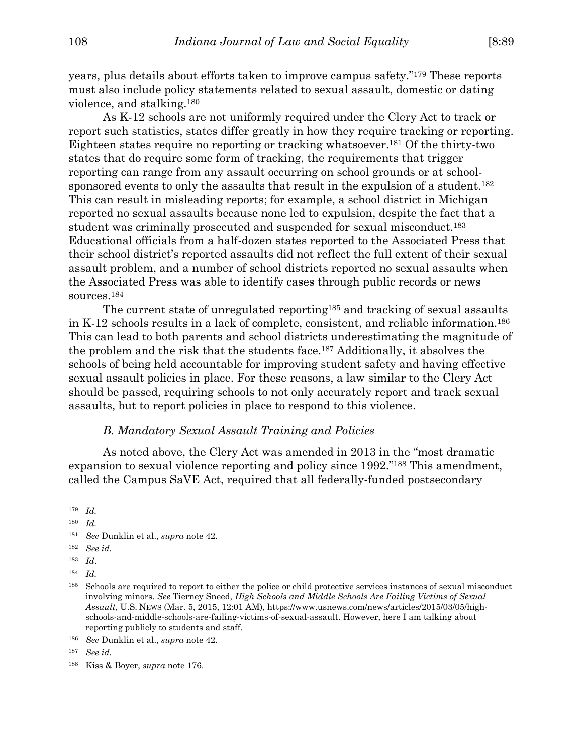years, plus details about efforts taken to improve campus safety."[179] These reports must also include policy statements related to sexual assault, domestic or dating violence, and stalking.[180]

As K-12 schools are not uniformly required under the Clery Act to track or report such statistics, states differ greatly in how they require tracking or reporting. Eighteen states require no reporting or tracking whatsoever.[181] Of the thirty-two states that do require some form of tracking, the requirements that trigger reporting can range from any assault occurring on school grounds or at school-sponsored events to only the assaults that result in the expulsion of a student.[182] This can result in misleading reports; for example, a school district in Michigan reported no sexual assaults because none led to expulsion, despite the fact that a student was criminally prosecuted and suspended for sexual misconduct.[183] Educational officials from a half-dozen states reported to the Associated Press that their school district's reported assaults did not reflect the full extent of their sexual assault problem, and a number of school districts reported no sexual assaults when the Associated Press was able to identify cases through public records or news sources.[184]

The current state of unregulated reporting[185] and tracking of sexual assaults in K-12 schools results in a lack of complete, consistent, and reliable information.[186] This can lead to both parents and school districts underestimating the magnitude of the problem and the risk that the students face.[187] Additionally, it absolves the schools of being held accountable for improving student safety and having effective sexual assault policies in place. For these reasons, a law similar to the Clery Act should be passed, requiring schools to not only accurately report and track sexual assaults, but to report policies in place to respond to this violence.

### *B. Mandatory Sexual Assault Training and Policies*

As noted above, the Clery Act was amended in 2013 in the "most dramatic expansion to sexual violence reporting and policy since 1992."[188] This amendment, called the Campus SaVE Act, required that all federally-funded postsecondary

---

[179] *Id.*

[180] *Id.*

[181] *See* Dunklin et al., *supra* note 42.

[182] *See id.*

[183] *Id*.

[184] *Id.*

[185] Schools are required to report to either the police or child protective services instances of sexual misconduct involving minors. *See* Tierney Sneed, *High Schools and Middle Schools Are Failing Victims of Sexual Assault*, U.S. NEWS (Mar. 5, 2015, 12:01 AM), https://www.usnews.com/news/articles/2015/03/05/high-schools-and-middle-schools-are-failing-victims-of-sexual-assault. However, here I am talking about reporting publicly to students and staff.

[186] *See* Dunklin et al., *supra* note 42.

[187] *See id.*

[188] Kiss & Boyer, *supra* note 176.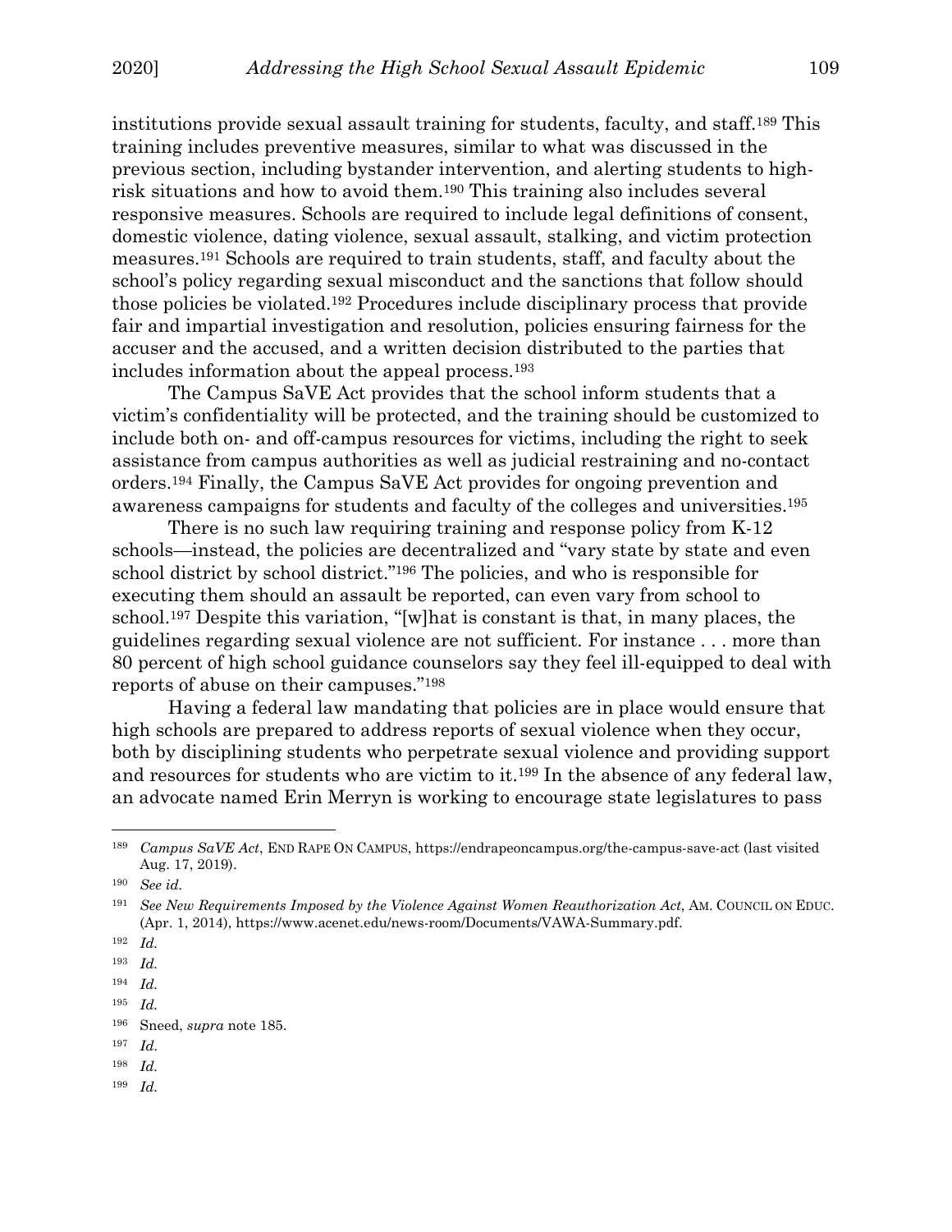institutions provide sexual assault training for students, faculty, and staff.[189] This training includes preventive measures, similar to what was discussed in the previous section, including bystander intervention, and alerting students to high-risk situations and how to avoid them.[190] This training also includes several responsive measures. Schools are required to include legal definitions of consent, domestic violence, dating violence, sexual assault, stalking, and victim protection measures.[191] Schools are required to train students, staff, and faculty about the school's policy regarding sexual misconduct and the sanctions that follow should those policies be violated.[192] Procedures include disciplinary process that provide fair and impartial investigation and resolution, policies ensuring fairness for the accuser and the accused, and a written decision distributed to the parties that includes information about the appeal process.[193]

The Campus SaVE Act provides that the school inform students that a victim's confidentiality will be protected, and the training should be customized to include both on- and off-campus resources for victims, including the right to seek assistance from campus authorities as well as judicial restraining and no-contact orders.[194] Finally, the Campus SaVE Act provides for ongoing prevention and awareness campaigns for students and faculty of the colleges and universities.[195]

There is no such law requiring training and response policy from K-12 schools—instead, the policies are decentralized and "vary state by state and even school district by school district."[196] The policies, and who is responsible for executing them should an assault be reported, can even vary from school to school.[197] Despite this variation, "[w]hat is constant is that, in many places, the guidelines regarding sexual violence are not sufficient. For instance . . . more than 80 percent of high school guidance counselors say they feel ill-equipped to deal with reports of abuse on their campuses."[198]

Having a federal law mandating that policies are in place would ensure that high schools are prepared to address reports of sexual violence when they occur, both by disciplining students who perpetrate sexual violence and providing support and resources for students who are victim to it.[199] In the absence of any federal law, an advocate named Erin Merryn is working to encourage state legislatures to pass

---

[189] *Campus SaVE Act*, END RAPE ON CAMPUS, https://endrapeoncampus.org/the-campus-save-act (last visited Aug. 17, 2019).

[190] *See id.*

[191] *See New Requirements Imposed by the Violence Against Women Reauthorization Act*, AM. COUNCIL ON EDUC. (Apr. 1, 2014), https://www.acenet.edu/news-room/Documents/VAWA-Summary.pdf.

[192] *Id.*

[193] *Id.*

[194] *Id.*

[195] *Id.*

[196] Sneed, *supra* note 185.

[197] *Id.*

[198] *Id.*

[199] *Id.*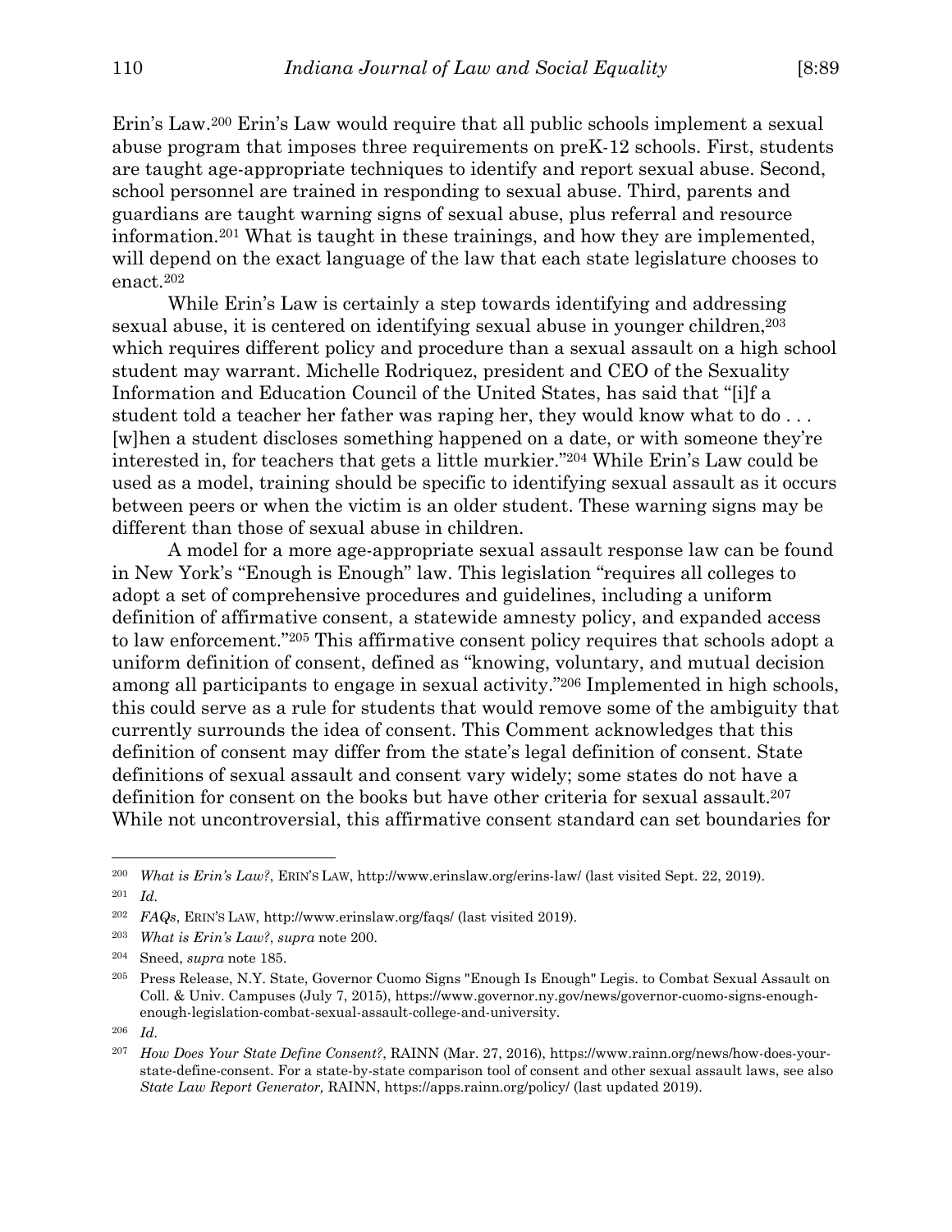Erin's Law.[200] Erin's Law would require that all public schools implement a sexual abuse program that imposes three requirements on preK-12 schools. First, students are taught age-appropriate techniques to identify and report sexual abuse. Second, school personnel are trained in responding to sexual abuse. Third, parents and guardians are taught warning signs of sexual abuse, plus referral and resource information.[201] What is taught in these trainings, and how they are implemented, will depend on the exact language of the law that each state legislature chooses to enact.[202]

While Erin's Law is certainly a step towards identifying and addressing sexual abuse, it is centered on identifying sexual abuse in younger children,[203] which requires different policy and procedure than a sexual assault on a high school student may warrant. Michelle Rodriquez, president and CEO of the Sexuality Information and Education Council of the United States, has said that "[i]f a student told a teacher her father was raping her, they would know what to do . . . [w]hen a student discloses something happened on a date, or with someone they're interested in, for teachers that gets a little murkier."[204] While Erin's Law could be used as a model, training should be specific to identifying sexual assault as it occurs between peers or when the victim is an older student. These warning signs may be different than those of sexual abuse in children.

A model for a more age-appropriate sexual assault response law can be found in New York's "Enough is Enough" law. This legislation "requires all colleges to adopt a set of comprehensive procedures and guidelines, including a uniform definition of affirmative consent, a statewide amnesty policy, and expanded access to law enforcement."[205] This affirmative consent policy requires that schools adopt a uniform definition of consent, defined as "knowing, voluntary, and mutual decision among all participants to engage in sexual activity."[206] Implemented in high schools, this could serve as a rule for students that would remove some of the ambiguity that currently surrounds the idea of consent. This Comment acknowledges that this definition of consent may differ from the state's legal definition of consent. State definitions of sexual assault and consent vary widely; some states do not have a definition for consent on the books but have other criteria for sexual assault.[207] While not uncontroversial, this affirmative consent standard can set boundaries for

---

[200] *What is Erin's Law?*, ERIN'S LAW, http://www.erinslaw.org/erins-law/ (last visited Sept. 22, 2019).

[201] *Id.*

[202] *FAQs*, ERIN'S LAW, http://www.erinslaw.org/faqs/ (last visited 2019).

[203] *What is Erin's Law?*, *supra* note 200.

[204] Sneed, *supra* note 185.

[205] Press Release, N.Y. State, Governor Cuomo Signs "Enough Is Enough" Legis. to Combat Sexual Assault on Coll. & Univ. Campuses (July 7, 2015), https://www.governor.ny.gov/news/governor-cuomo-signs-enough-enough-legislation-combat-sexual-assault-college-and-university.

[206] *Id.*

[207] *How Does Your State Define Consent?*, RAINN (Mar. 27, 2016), https://www.rainn.org/news/how-does-your-state-define-consent. For a state-by-state comparison tool of consent and other sexual assault laws, see also *State Law Report Generator,* RAINN, https://apps.rainn.org/policy/ (last updated 2019).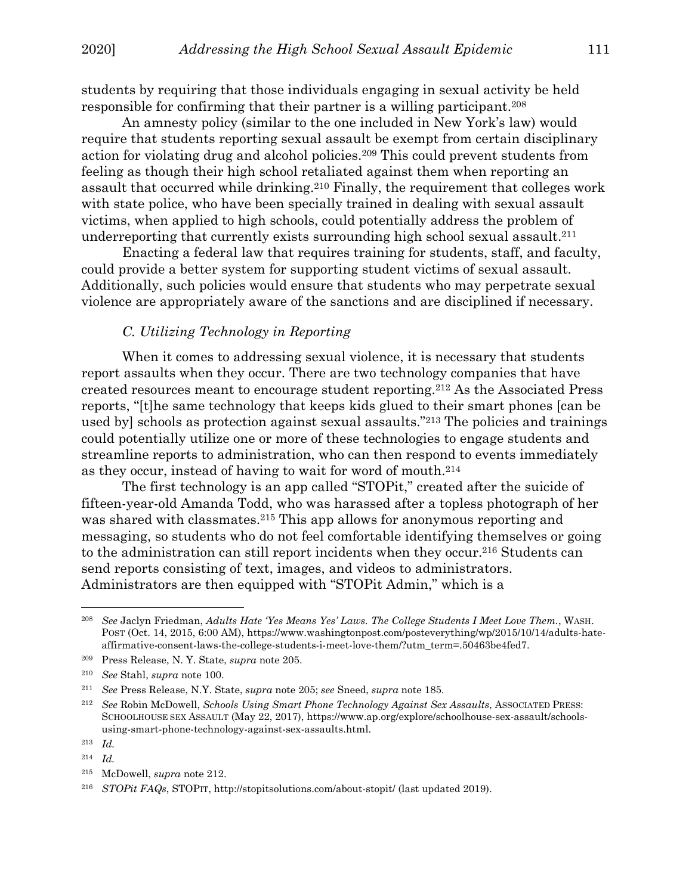students by requiring that those individuals engaging in sexual activity be held responsible for confirming that their partner is a willing participant.[208]

An amnesty policy (similar to the one included in New York's law) would require that students reporting sexual assault be exempt from certain disciplinary action for violating drug and alcohol policies.[209] This could prevent students from feeling as though their high school retaliated against them when reporting an assault that occurred while drinking.[210] Finally, the requirement that colleges work with state police, who have been specially trained in dealing with sexual assault victims, when applied to high schools, could potentially address the problem of underreporting that currently exists surrounding high school sexual assault.[211]

Enacting a federal law that requires training for students, staff, and faculty, could provide a better system for supporting student victims of sexual assault. Additionally, such policies would ensure that students who may perpetrate sexual violence are appropriately aware of the sanctions and are disciplined if necessary.

### *C. Utilizing Technology in Reporting*

When it comes to addressing sexual violence, it is necessary that students report assaults when they occur. There are two technology companies that have created resources meant to encourage student reporting.[212] As the Associated Press reports, "[t]he same technology that keeps kids glued to their smart phones [can be used by] schools as protection against sexual assaults."[213] The policies and trainings could potentially utilize one or more of these technologies to engage students and streamline reports to administration, who can then respond to events immediately as they occur, instead of having to wait for word of mouth.[214]

The first technology is an app called "STOPit," created after the suicide of fifteen-year-old Amanda Todd, who was harassed after a topless photograph of her was shared with classmates.[215] This app allows for anonymous reporting and messaging, so students who do not feel comfortable identifying themselves or going to the administration can still report incidents when they occur.[216] Students can send reports consisting of text, images, and videos to administrators. Administrators are then equipped with "STOPit Admin," which is a

---

[208] *See* Jaclyn Friedman, *Adults Hate 'Yes Means Yes' Laws. The College Students I Meet Love Them.*, WASH. POST (Oct. 14, 2015, 6:00 AM), https://www.washingtonpost.com/posteverything/wp/2015/10/14/adults-hate-affirmative-consent-laws-the-college-students-i-meet-love-them/?utm_term=.50463be4fed7.

[209] Press Release, N. Y. State, *supra* note 205.

[210] *See* Stahl, *supra* note 100.

[211] *See* Press Release, N.Y. State, *supra* note 205; *see* Sneed, *supra* note 185.

[212] *See* Robin McDowell, *Schools Using Smart Phone Technology Against Sex Assaults*, ASSOCIATED PRESS: SCHOOLHOUSE SEX ASSAULT (May 22, 2017), https://www.ap.org/explore/schoolhouse-sex-assault/schools-using-smart-phone-technology-against-sex-assaults.html.

[213] *Id.*

[214] *Id.*

[215] McDowell, *supra* note 212.

[216] *STOPit FAQs*, STOPIT, http://stopitsolutions.com/about-stopit/ (last updated 2019).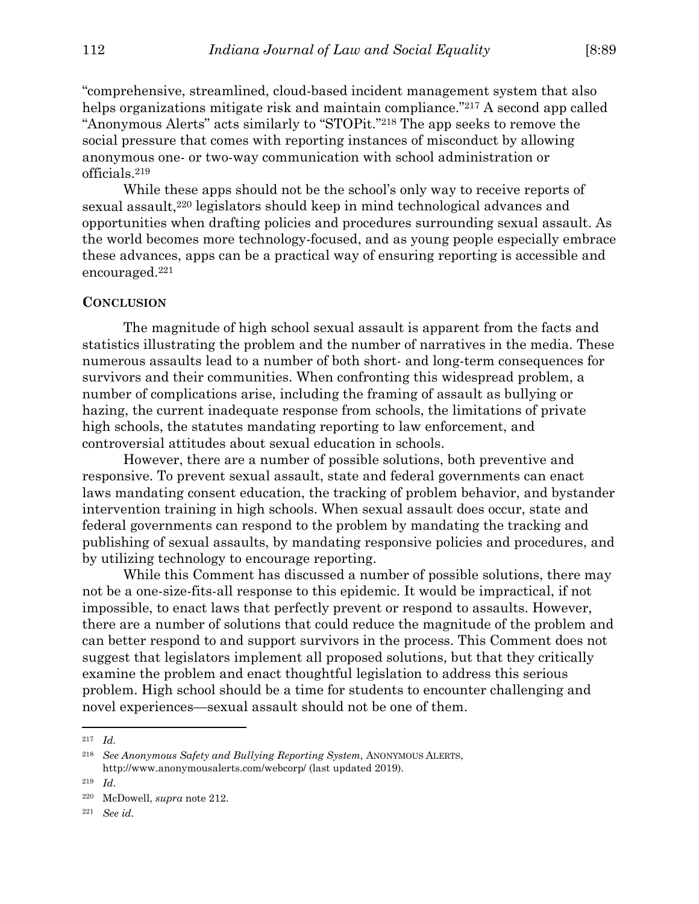"comprehensive, streamlined, cloud-based incident management system that also helps organizations mitigate risk and maintain compliance."[217] A second app called "Anonymous Alerts" acts similarly to "STOPit."[218] The app seeks to remove the social pressure that comes with reporting instances of misconduct by allowing anonymous one- or two-way communication with school administration or officials.[219]

While these apps should not be the school's only way to receive reports of sexual assault,[220] legislators should keep in mind technological advances and opportunities when drafting policies and procedures surrounding sexual assault. As the world becomes more technology-focused, and as young people especially embrace these advances, apps can be a practical way of ensuring reporting is accessible and encouraged.[221]

## CONCLUSION

The magnitude of high school sexual assault is apparent from the facts and statistics illustrating the problem and the number of narratives in the media. These numerous assaults lead to a number of both short- and long-term consequences for survivors and their communities. When confronting this widespread problem, a number of complications arise, including the framing of assault as bullying or hazing, the current inadequate response from schools, the limitations of private high schools, the statutes mandating reporting to law enforcement, and controversial attitudes about sexual education in schools.

However, there are a number of possible solutions, both preventive and responsive. To prevent sexual assault, state and federal governments can enact laws mandating consent education, the tracking of problem behavior, and bystander intervention training in high schools. When sexual assault does occur, state and federal governments can respond to the problem by mandating the tracking and publishing of sexual assaults, by mandating responsive policies and procedures, and by utilizing technology to encourage reporting.

While this Comment has discussed a number of possible solutions, there may not be a one-size-fits-all response to this epidemic. It would be impractical, if not impossible, to enact laws that perfectly prevent or respond to assaults. However, there are a number of solutions that could reduce the magnitude of the problem and can better respond to and support survivors in the process. This Comment does not suggest that legislators implement all proposed solutions, but that they critically examine the problem and enact thoughtful legislation to address this serious problem. High school should be a time for students to encounter challenging and novel experiences—sexual assault should not be one of them.

---

[217] *Id.*

[218] *See Anonymous Safety and Bullying Reporting System*, ANONYMOUS ALERTS, http://www.anonymousalerts.com/webcorp/ (last updated 2019).

[219] *Id.*

[220] McDowell, *supra* note 212.

[221] *See id.*